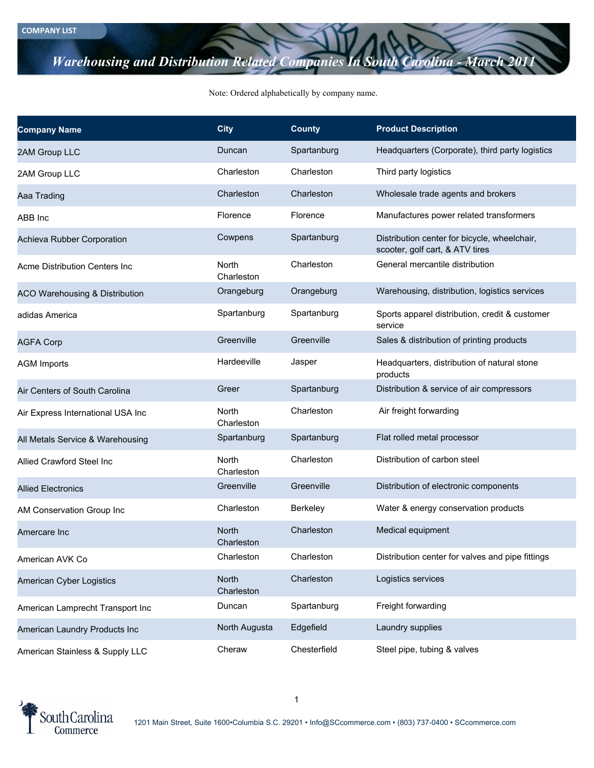COMPANY LIST

# *Warehousing and Distribution Related Companies In South Carolina - March 2011*

Note: Ordered alphabetically by company name.

| Company Name | City | County | Product Description |
|---|---|---|---|
| 2AM Group LLC | Duncan | Spartanburg | Headquarters (Corporate), third party logistics |
| 2AM Group LLC | Charleston | Charleston | Third party logistics |
| Aaa Trading | Charleston | Charleston | Wholesale trade agents and brokers |
| ABB Inc | Florence | Florence | Manufactures power related transformers |
| Achieva Rubber Corporation | Cowpens | Spartanburg | Distribution center for bicycle, wheelchair, scooter, golf cart, & ATV tires |
| Acme Distribution Centers Inc | North Charleston | Charleston | General mercantile distribution |
| ACO Warehousing & Distribution | Orangeburg | Orangeburg | Warehousing, distribution, logistics services |
| adidas America | Spartanburg | Spartanburg | Sports apparel distribution, credit & customer service |
| AGFA Corp | Greenville | Greenville | Sales & distribution of printing products |
| AGM Imports | Hardeeville | Jasper | Headquarters, distribution of natural stone products |
| Air Centers of South Carolina | Greer | Spartanburg | Distribution & service of air compressors |
| Air Express International USA Inc | North Charleston | Charleston | Air freight forwarding |
| All Metals Service & Warehousing | Spartanburg | Spartanburg | Flat rolled metal processor |
| Allied Crawford Steel Inc | North Charleston | Charleston | Distribution of carbon steel |
| Allied Electronics | Greenville | Greenville | Distribution of electronic components |
| AM Conservation Group Inc | Charleston | Berkeley | Water & energy conservation products |
| Amercare Inc | North Charleston | Charleston | Medical equipment |
| American AVK Co | Charleston | Charleston | Distribution center for valves and pipe fittings |
| American Cyber Logistics | North Charleston | Charleston | Logistics services |
| American Lamprecht Transport Inc | Duncan | Spartanburg | Freight forwarding |
| American Laundry Products Inc | North Augusta | Edgefield | Laundry supplies |
| American Stainless & Supply LLC | Cheraw | Chesterfield | Steel pipe, tubing & valves |

South Carolina Commerce

1201 Main Street, Suite 1600•Columbia S.C. 29201 • Info@SCcommerce.com • (803) 737-0400 • SCcommerce.com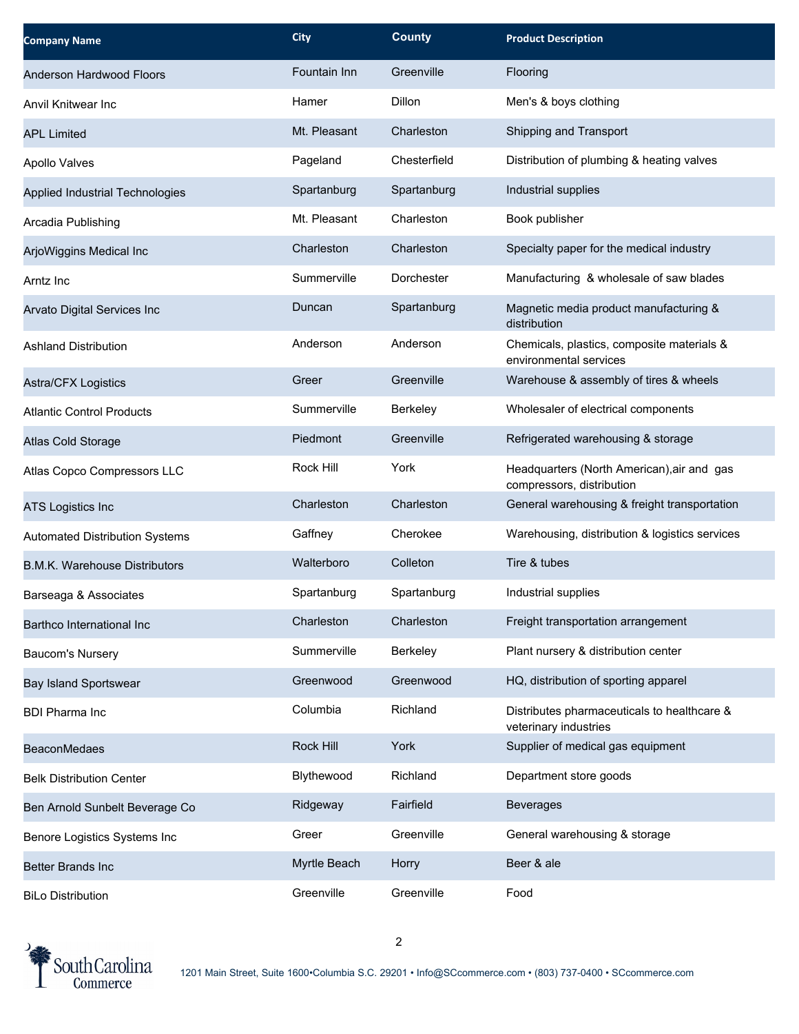| Company Name | City | County | Product Description |
|---|---|---|---|
| Anderson Hardwood Floors | Fountain Inn | Greenville | Flooring |
| Anvil Knitwear Inc | Hamer | Dillon | Men's & boys clothing |
| APL Limited | Mt. Pleasant | Charleston | Shipping and Transport |
| Apollo Valves | Pageland | Chesterfield | Distribution of plumbing & heating valves |
| Applied Industrial Technologies | Spartanburg | Spartanburg | Industrial supplies |
| Arcadia Publishing | Mt. Pleasant | Charleston | Book publisher |
| ArjoWiggins Medical Inc | Charleston | Charleston | Specialty paper for the medical industry |
| Arntz Inc | Summerville | Dorchester | Manufacturing & wholesale of saw blades |
| Arvato Digital Services Inc | Duncan | Spartanburg | Magnetic media product manufacturing & distribution |
| Ashland Distribution | Anderson | Anderson | Chemicals, plastics, composite materials & environmental services |
| Astra/CFX Logistics | Greer | Greenville | Warehouse & assembly of tires & wheels |
| Atlantic Control Products | Summerville | Berkeley | Wholesaler of electrical components |
| Atlas Cold Storage | Piedmont | Greenville | Refrigerated warehousing & storage |
| Atlas Copco Compressors LLC | Rock Hill | York | Headquarters (North American),air and gas compressors, distribution |
| ATS Logistics Inc | Charleston | Charleston | General warehousing & freight transportation |
| Automated Distribution Systems | Gaffney | Cherokee | Warehousing, distribution & logistics services |
| B.M.K. Warehouse Distributors | Walterboro | Colleton | Tire & tubes |
| Barseaga & Associates | Spartanburg | Spartanburg | Industrial supplies |
| Barthco International Inc | Charleston | Charleston | Freight transportation arrangement |
| Baucom's Nursery | Summerville | Berkeley | Plant nursery & distribution center |
| Bay Island Sportswear | Greenwood | Greenwood | HQ, distribution of sporting apparel |
| BDI Pharma Inc | Columbia | Richland | Distributes pharmaceuticals to healthcare & veterinary industries |
| BeaconMedaes | Rock Hill | York | Supplier of medical gas equipment |
| Belk Distribution Center | Blythewood | Richland | Department store goods |
| Ben Arnold Sunbelt Beverage Co | Ridgeway | Fairfield | Beverages |
| Benore Logistics Systems Inc | Greer | Greenville | General warehousing & storage |
| Better Brands Inc | Myrtle Beach | Horry | Beer & ale |
| BiLo Distribution | Greenville | Greenville | Food |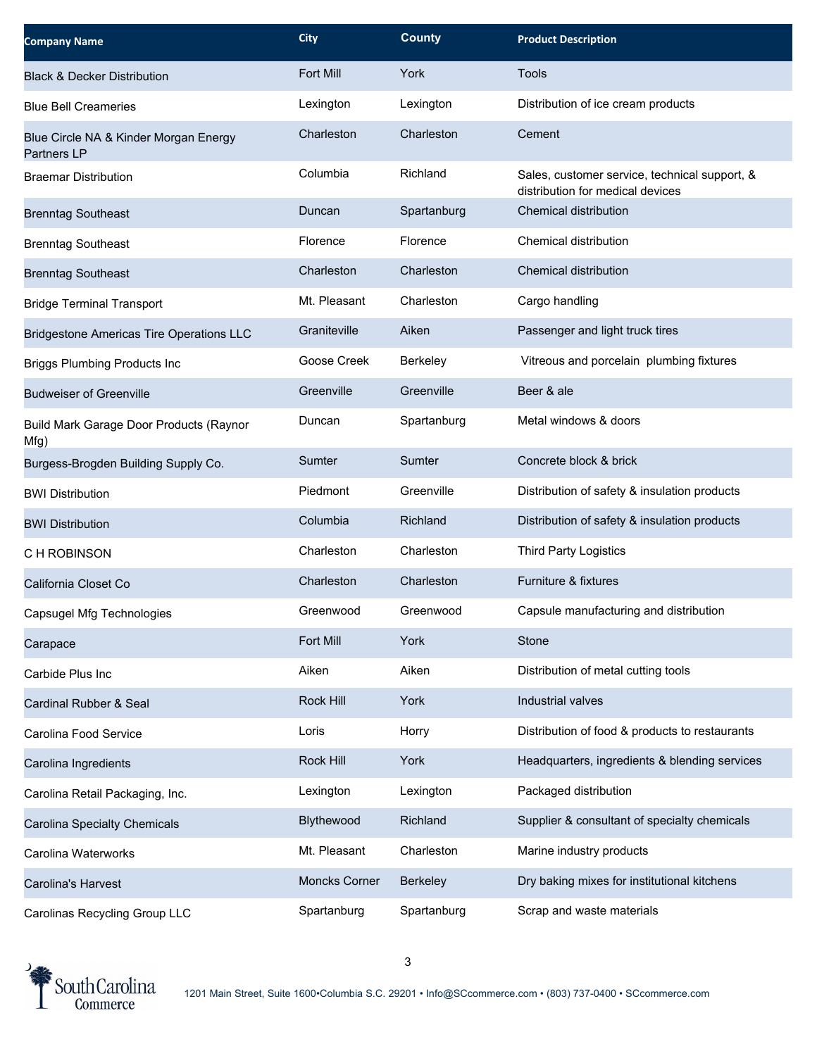| Company Name | City | County | Product Description |
|---|---|---|---|
| Black & Decker Distribution | Fort Mill | York | Tools |
| Blue Bell Creameries | Lexington | Lexington | Distribution of ice cream products |
| Blue Circle NA & Kinder Morgan Energy Partners LP | Charleston | Charleston | Cement |
| Braemar Distribution | Columbia | Richland | Sales, customer service, technical support, & distribution for medical devices |
| Brenntag Southeast | Duncan | Spartanburg | Chemical distribution |
| Brenntag Southeast | Florence | Florence | Chemical distribution |
| Brenntag Southeast | Charleston | Charleston | Chemical distribution |
| Bridge Terminal Transport | Mt. Pleasant | Charleston | Cargo handling |
| Bridgestone Americas Tire Operations LLC | Graniteville | Aiken | Passenger and light truck tires |
| Briggs Plumbing Products Inc | Goose Creek | Berkeley | Vitreous and porcelain plumbing fixtures |
| Budweiser of Greenville | Greenville | Greenville | Beer & ale |
| Build Mark Garage Door Products (Raynor Mfg) | Duncan | Spartanburg | Metal windows & doors |
| Burgess-Brogden Building Supply Co. | Sumter | Sumter | Concrete block & brick |
| BWI Distribution | Piedmont | Greenville | Distribution of safety & insulation products |
| BWI Distribution | Columbia | Richland | Distribution of safety & insulation products |
| C H ROBINSON | Charleston | Charleston | Third Party Logistics |
| California Closet Co | Charleston | Charleston | Furniture & fixtures |
| Capsugel Mfg Technologies | Greenwood | Greenwood | Capsule manufacturing and distribution |
| Carapace | Fort Mill | York | Stone |
| Carbide Plus Inc | Aiken | Aiken | Distribution of metal cutting tools |
| Cardinal Rubber & Seal | Rock Hill | York | Industrial valves |
| Carolina Food Service | Loris | Horry | Distribution of food & products to restaurants |
| Carolina Ingredients | Rock Hill | York | Headquarters, ingredients & blending services |
| Carolina Retail Packaging, Inc. | Lexington | Lexington | Packaged distribution |
| Carolina Specialty Chemicals | Blythewood | Richland | Supplier & consultant of specialty chemicals |
| Carolina Waterworks | Mt. Pleasant | Charleston | Marine industry products |
| Carolina's Harvest | Moncks Corner | Berkeley | Dry baking mixes for institutional kitchens |
| Carolinas Recycling Group LLC | Spartanburg | Spartanburg | Scrap and waste materials |

1201 Main Street, Suite 1600•Columbia S.C. 29201 • Info@SCcommerce.com • (803) 737-0400 • SCcommerce.com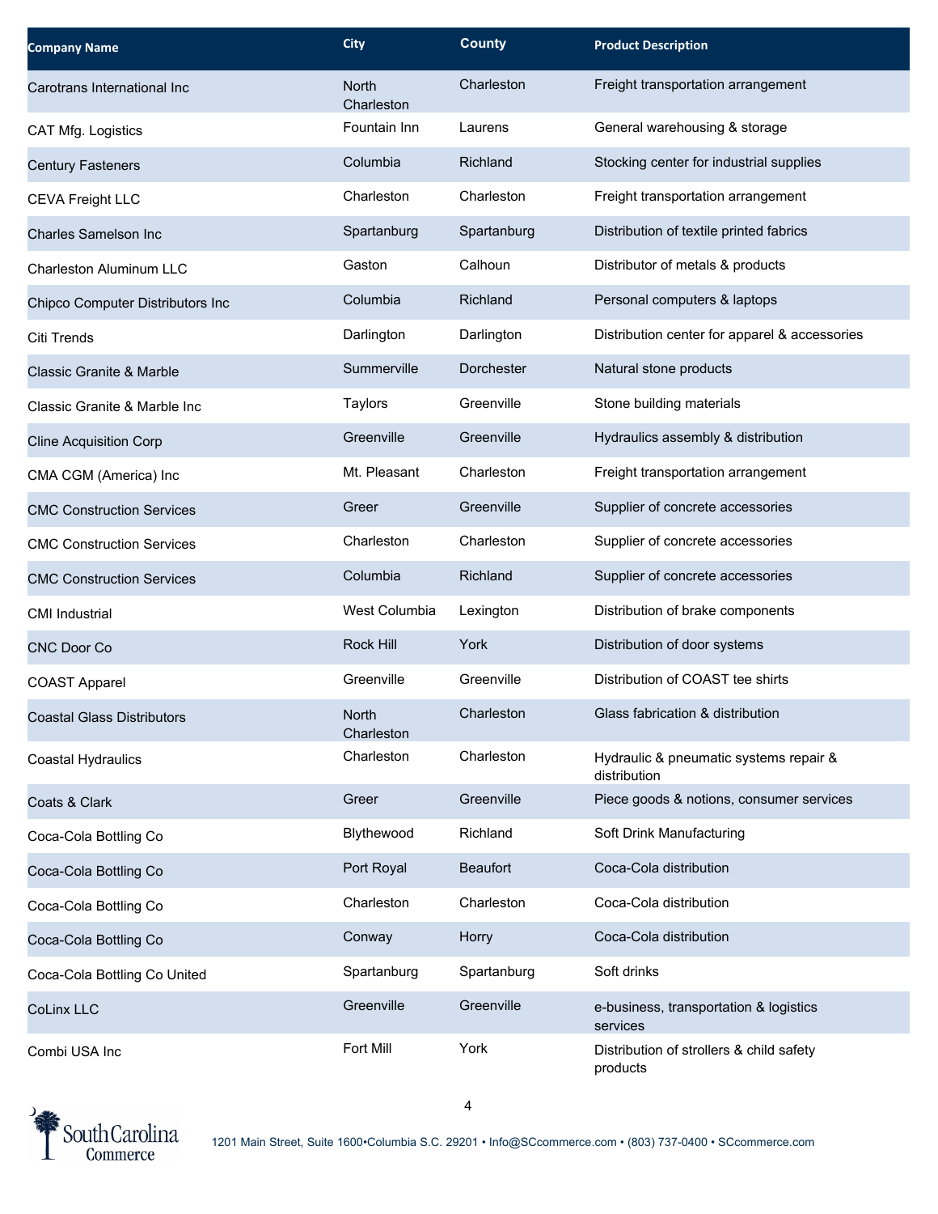| Company Name | City | County | Product Description |
|---|---|---|---|
| Carotrans International Inc | North Charleston | Charleston | Freight transportation arrangement |
| CAT Mfg. Logistics | Fountain Inn | Laurens | General warehousing & storage |
| Century Fasteners | Columbia | Richland | Stocking center for industrial supplies |
| CEVA Freight LLC | Charleston | Charleston | Freight transportation arrangement |
| Charles Samelson Inc | Spartanburg | Spartanburg | Distribution of textile printed fabrics |
| Charleston Aluminum LLC | Gaston | Calhoun | Distributor of metals & products |
| Chipco Computer Distributors Inc | Columbia | Richland | Personal computers & laptops |
| Citi Trends | Darlington | Darlington | Distribution center for apparel & accessories |
| Classic Granite & Marble | Summerville | Dorchester | Natural stone products |
| Classic Granite & Marble Inc | Taylors | Greenville | Stone building materials |
| Cline Acquisition Corp | Greenville | Greenville | Hydraulics assembly & distribution |
| CMA CGM (America) Inc | Mt. Pleasant | Charleston | Freight transportation arrangement |
| CMC Construction Services | Greer | Greenville | Supplier of concrete accessories |
| CMC Construction Services | Charleston | Charleston | Supplier of concrete accessories |
| CMC Construction Services | Columbia | Richland | Supplier of concrete accessories |
| CMI Industrial | West Columbia | Lexington | Distribution of brake components |
| CNC Door Co | Rock Hill | York | Distribution of door systems |
| COAST Apparel | Greenville | Greenville | Distribution of COAST tee shirts |
| Coastal Glass Distributors | North Charleston | Charleston | Glass fabrication & distribution |
| Coastal Hydraulics | Charleston | Charleston | Hydraulic & pneumatic systems repair & distribution |
| Coats & Clark | Greer | Greenville | Piece goods & notions, consumer services |
| Coca-Cola Bottling Co | Blythewood | Richland | Soft Drink Manufacturing |
| Coca-Cola Bottling Co | Port Royal | Beaufort | Coca-Cola distribution |
| Coca-Cola Bottling Co | Charleston | Charleston | Coca-Cola distribution |
| Coca-Cola Bottling Co | Conway | Horry | Coca-Cola distribution |
| Coca-Cola Bottling Co United | Spartanburg | Spartanburg | Soft drinks |
| CoLinx LLC | Greenville | Greenville | e-business, transportation & logistics services |
| Combi USA Inc | Fort Mill | York | Distribution of strollers & child safety products |

1201 Main Street, Suite 1600•Columbia S.C. 29201 • Info@SCcommerce.com • (803) 737-0400 • SCcommerce.com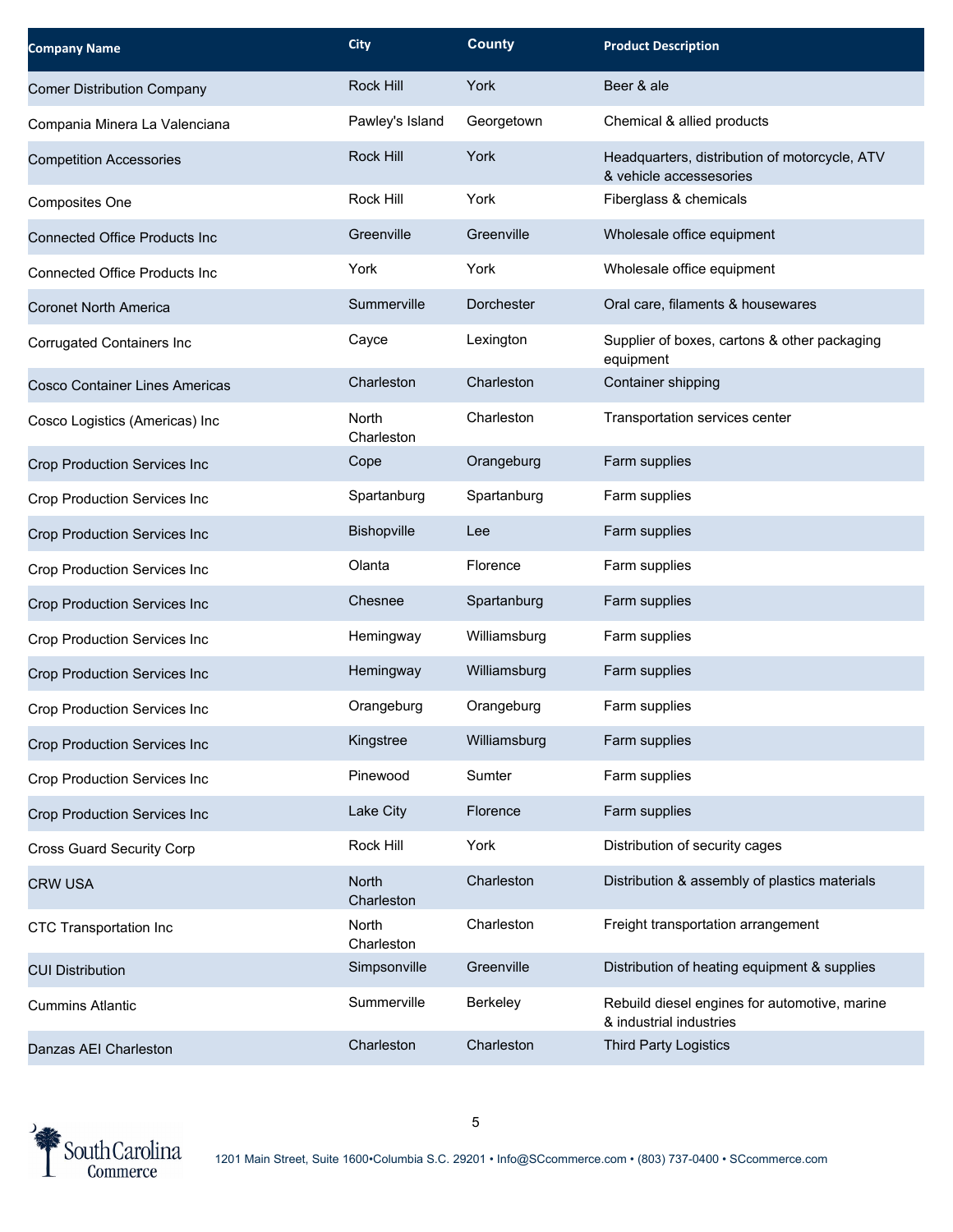| Company Name | City | County | Product Description |
|---|---|---|---|
| Comer Distribution Company | Rock Hill | York | Beer & ale |
| Compania Minera La Valenciana | Pawley's Island | Georgetown | Chemical & allied products |
| Competition Accessories | Rock Hill | York | Headquarters, distribution of motorcycle, ATV & vehicle accessesories |
| Composites One | Rock Hill | York | Fiberglass & chemicals |
| Connected Office Products Inc | Greenville | Greenville | Wholesale office equipment |
| Connected Office Products Inc | York | York | Wholesale office equipment |
| Coronet North America | Summerville | Dorchester | Oral care, filaments & housewares |
| Corrugated Containers Inc | Cayce | Lexington | Supplier of boxes, cartons & other packaging equipment |
| Cosco Container Lines Americas | Charleston | Charleston | Container shipping |
| Cosco Logistics (Americas) Inc | North Charleston | Charleston | Transportation services center |
| Crop Production Services Inc | Cope | Orangeburg | Farm supplies |
| Crop Production Services Inc | Spartanburg | Spartanburg | Farm supplies |
| Crop Production Services Inc | Bishopville | Lee | Farm supplies |
| Crop Production Services Inc | Olanta | Florence | Farm supplies |
| Crop Production Services Inc | Chesnee | Spartanburg | Farm supplies |
| Crop Production Services Inc | Hemingway | Williamsburg | Farm supplies |
| Crop Production Services Inc | Hemingway | Williamsburg | Farm supplies |
| Crop Production Services Inc | Orangeburg | Orangeburg | Farm supplies |
| Crop Production Services Inc | Kingstree | Williamsburg | Farm supplies |
| Crop Production Services Inc | Pinewood | Sumter | Farm supplies |
| Crop Production Services Inc | Lake City | Florence | Farm supplies |
| Cross Guard Security Corp | Rock Hill | York | Distribution of security cages |
| CRW USA | North Charleston | Charleston | Distribution & assembly of plastics materials |
| CTC Transportation Inc | North Charleston | Charleston | Freight transportation arrangement |
| CUI Distribution | Simpsonville | Greenville | Distribution of heating equipment & supplies |
| Cummins Atlantic | Summerville | Berkeley | Rebuild diesel engines for automotive, marine & industrial industries |
| Danzas AEI Charleston | Charleston | Charleston | Third Party Logistics |

South Carolina Commerce

1201 Main Street, Suite 1600•Columbia S.C. 29201 • Info@SCcommerce.com • (803) 737-0400 • SCcommerce.com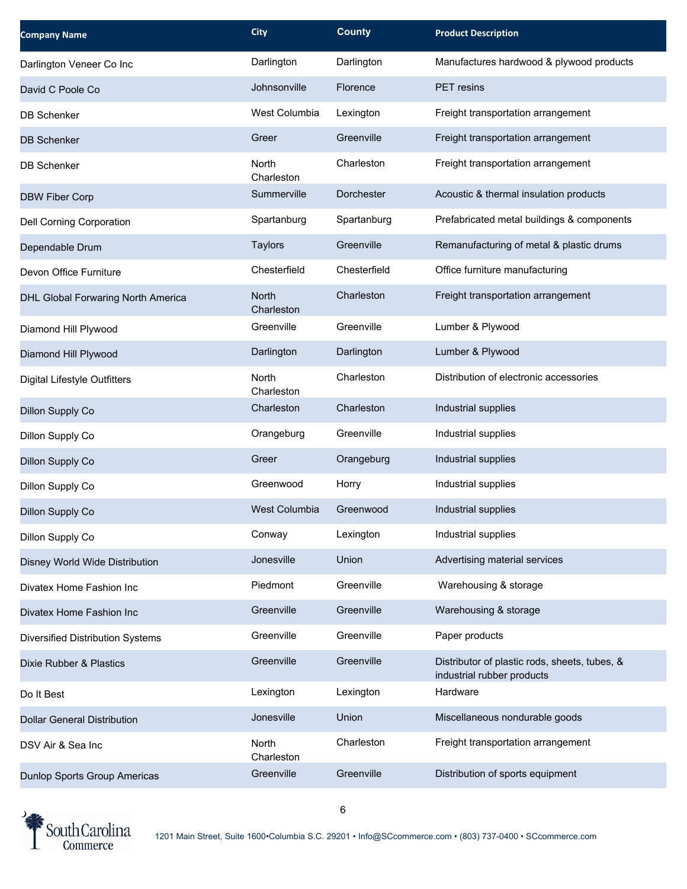| Company Name | City | County | Product Description |
| --- | --- | --- | --- |
| Darlington Veneer Co Inc | Darlington | Darlington | Manufactures hardwood & plywood products |
| David C Poole Co | Johnsonville | Florence | PET resins |
| DB Schenker | West Columbia | Lexington | Freight transportation arrangement |
| DB Schenker | Greer | Greenville | Freight transportation arrangement |
| DB Schenker | North Charleston | Charleston | Freight transportation arrangement |
| DBW Fiber Corp | Summerville | Dorchester | Acoustic & thermal insulation products |
| Dell Corning Corporation | Spartanburg | Spartanburg | Prefabricated metal buildings & components |
| Dependable Drum | Taylors | Greenville | Remanufacturing of metal & plastic drums |
| Devon Office Furniture | Chesterfield | Chesterfield | Office furniture manufacturing |
| DHL Global Forwaring North America | North Charleston | Charleston | Freight transportation arrangement |
| Diamond Hill Plywood | Greenville | Greenville | Lumber & Plywood |
| Diamond Hill Plywood | Darlington | Darlington | Lumber & Plywood |
| Digital Lifestyle Outfitters | North Charleston | Charleston | Distribution of electronic accessories |
| Dillon Supply Co | Charleston | Charleston | Industrial supplies |
| Dillon Supply Co | Orangeburg | Greenville | Industrial supplies |
| Dillon Supply Co | Greer | Orangeburg | Industrial supplies |
| Dillon Supply Co | Greenwood | Horry | Industrial supplies |
| Dillon Supply Co | West Columbia | Greenwood | Industrial supplies |
| Dillon Supply Co | Conway | Lexington | Industrial supplies |
| Disney World Wide Distribution | Jonesville | Union | Advertising material services |
| Divatex Home Fashion Inc | Piedmont | Greenville | Warehousing & storage |
| Divatex Home Fashion Inc | Greenville | Greenville | Warehousing & storage |
| Diversified Distribution Systems | Greenville | Greenville | Paper products |
| Dixie Rubber & Plastics | Greenville | Greenville | Distributor of plastic rods, sheets, tubes, & industrial rubber products |
| Do It Best | Lexington | Lexington | Hardware |
| Dollar General Distribution | Jonesville | Union | Miscellaneous nondurable goods |
| DSV Air & Sea Inc | North Charleston | Charleston | Freight transportation arrangement |
| Dunlop Sports Group Americas | Greenville | Greenville | Distribution of sports equipment |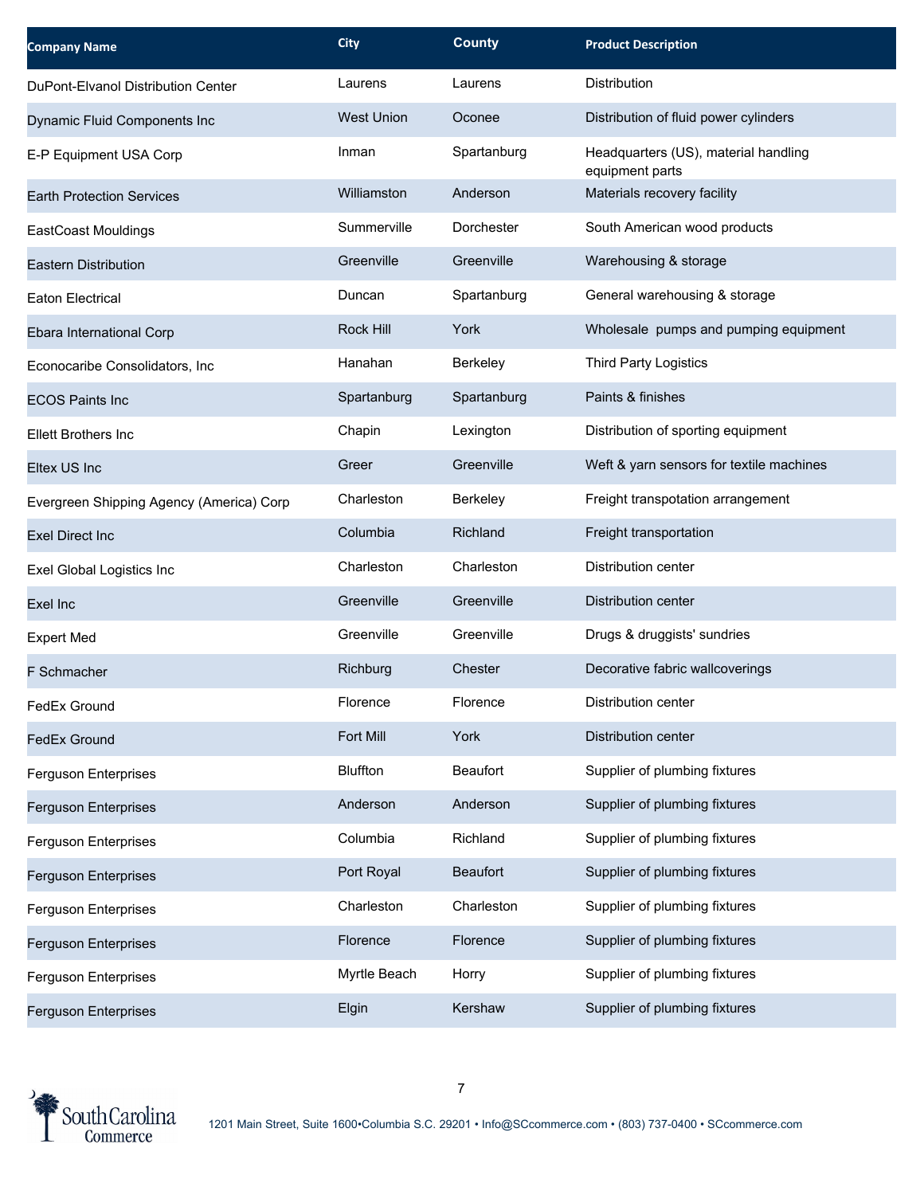| Company Name | City | County | Product Description |
|---|---|---|---|
| DuPont-Elvanol Distribution Center | Laurens | Laurens | Distribution |
| Dynamic Fluid Components Inc | West Union | Oconee | Distribution of fluid power cylinders |
| E-P Equipment USA Corp | Inman | Spartanburg | Headquarters (US), material handling equipment parts |
| Earth Protection Services | Williamston | Anderson | Materials recovery facility |
| EastCoast Mouldings | Summerville | Dorchester | South American wood products |
| Eastern Distribution | Greenville | Greenville | Warehousing & storage |
| Eaton Electrical | Duncan | Spartanburg | General warehousing & storage |
| Ebara International Corp | Rock Hill | York | Wholesale  pumps and pumping equipment |
| Econocaribe Consolidators, Inc | Hanahan | Berkeley | Third Party Logistics |
| ECOS Paints Inc | Spartanburg | Spartanburg | Paints & finishes |
| Ellett Brothers Inc | Chapin | Lexington | Distribution of sporting equipment |
| Eltex US Inc | Greer | Greenville | Weft & yarn sensors for textile machines |
| Evergreen Shipping Agency (America) Corp | Charleston | Berkeley | Freight transpotation arrangement |
| Exel Direct Inc | Columbia | Richland | Freight transportation |
| Exel Global Logistics Inc | Charleston | Charleston | Distribution center |
| Exel Inc | Greenville | Greenville | Distribution center |
| Expert Med | Greenville | Greenville | Drugs & druggists' sundries |
| F Schmacher | Richburg | Chester | Decorative fabric wallcoverings |
| FedEx Ground | Florence | Florence | Distribution center |
| FedEx Ground | Fort Mill | York | Distribution center |
| Ferguson Enterprises | Bluffton | Beaufort | Supplier of plumbing fixtures |
| Ferguson Enterprises | Anderson | Anderson | Supplier of plumbing fixtures |
| Ferguson Enterprises | Columbia | Richland | Supplier of plumbing fixtures |
| Ferguson Enterprises | Port Royal | Beaufort | Supplier of plumbing fixtures |
| Ferguson Enterprises | Charleston | Charleston | Supplier of plumbing fixtures |
| Ferguson Enterprises | Florence | Florence | Supplier of plumbing fixtures |
| Ferguson Enterprises | Myrtle Beach | Horry | Supplier of plumbing fixtures |
| Ferguson Enterprises | Elgin | Kershaw | Supplier of plumbing fixtures |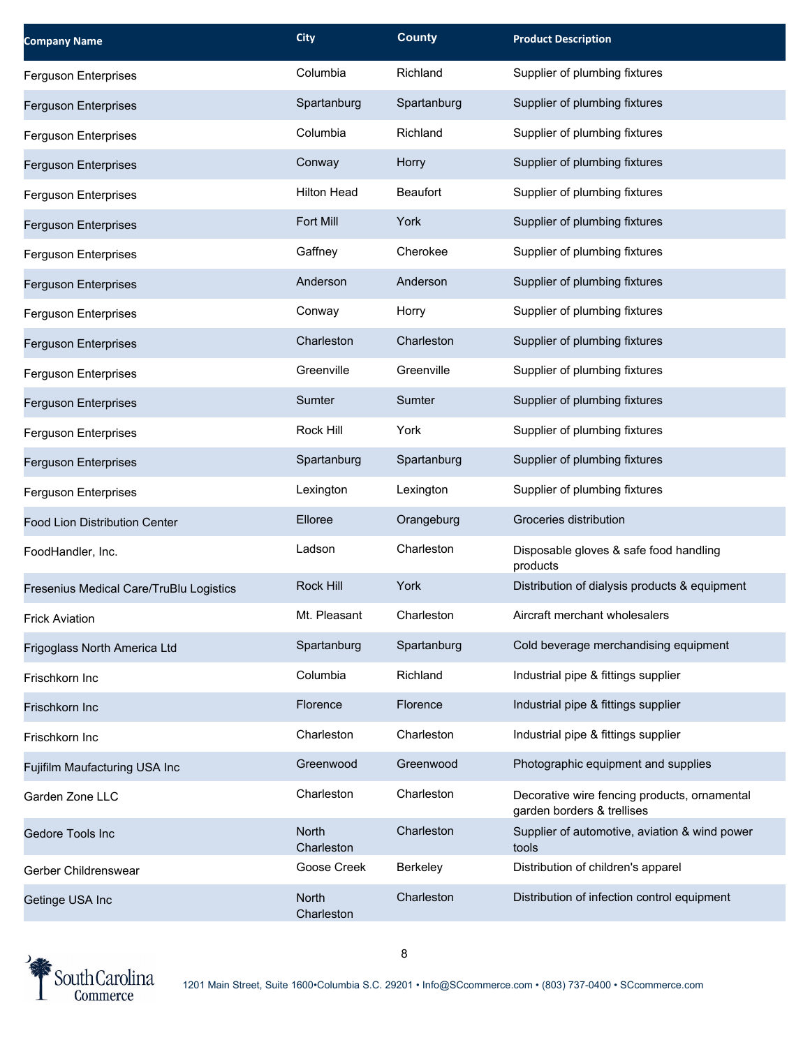| Company Name | City | County | Product Description |
|---|---|---|---|
| Ferguson Enterprises | Columbia | Richland | Supplier of plumbing fixtures |
| Ferguson Enterprises | Spartanburg | Spartanburg | Supplier of plumbing fixtures |
| Ferguson Enterprises | Columbia | Richland | Supplier of plumbing fixtures |
| Ferguson Enterprises | Conway | Horry | Supplier of plumbing fixtures |
| Ferguson Enterprises | Hilton Head | Beaufort | Supplier of plumbing fixtures |
| Ferguson Enterprises | Fort Mill | York | Supplier of plumbing fixtures |
| Ferguson Enterprises | Gaffney | Cherokee | Supplier of plumbing fixtures |
| Ferguson Enterprises | Anderson | Anderson | Supplier of plumbing fixtures |
| Ferguson Enterprises | Conway | Horry | Supplier of plumbing fixtures |
| Ferguson Enterprises | Charleston | Charleston | Supplier of plumbing fixtures |
| Ferguson Enterprises | Greenville | Greenville | Supplier of plumbing fixtures |
| Ferguson Enterprises | Sumter | Sumter | Supplier of plumbing fixtures |
| Ferguson Enterprises | Rock Hill | York | Supplier of plumbing fixtures |
| Ferguson Enterprises | Spartanburg | Spartanburg | Supplier of plumbing fixtures |
| Ferguson Enterprises | Lexington | Lexington | Supplier of plumbing fixtures |
| Food Lion Distribution Center | Elloree | Orangeburg | Groceries distribution |
| FoodHandler, Inc. | Ladson | Charleston | Disposable gloves & safe food handling products |
| Fresenius Medical Care/TruBlu Logistics | Rock Hill | York | Distribution of dialysis products & equipment |
| Frick Aviation | Mt. Pleasant | Charleston | Aircraft merchant wholesalers |
| Frigoglass North America Ltd | Spartanburg | Spartanburg | Cold beverage merchandising equipment |
| Frischkorn Inc | Columbia | Richland | Industrial pipe & fittings supplier |
| Frischkorn Inc | Florence | Florence | Industrial pipe & fittings supplier |
| Frischkorn Inc | Charleston | Charleston | Industrial pipe & fittings supplier |
| Fujifilm Maufacturing USA Inc | Greenwood | Greenwood | Photographic equipment and supplies |
| Garden Zone LLC | Charleston | Charleston | Decorative wire fencing products, ornamental garden borders & trellises |
| Gedore Tools Inc | North Charleston | Charleston | Supplier of automotive, aviation & wind power tools |
| Gerber Childrenswear | Goose Creek | Berkeley | Distribution of children's apparel |
| Getinge USA Inc | North Charleston | Charleston | Distribution of infection control equipment |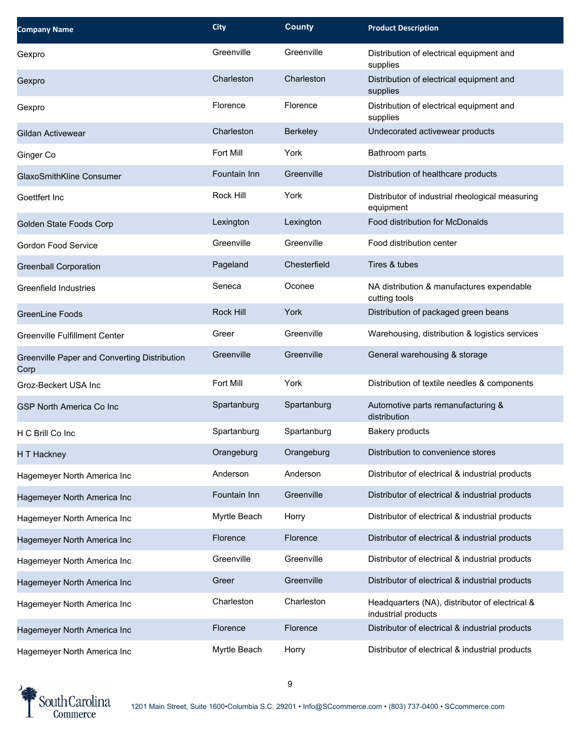| Company Name | City | County | Product Description |
| --- | --- | --- | --- |
| Gexpro | Greenville | Greenville | Distribution of electrical equipment and supplies |
| Gexpro | Charleston | Charleston | Distribution of electrical equipment and supplies |
| Gexpro | Florence | Florence | Distribution of electrical equipment and supplies |
| Gildan Activewear | Charleston | Berkeley | Undecorated activewear products |
| Ginger Co | Fort Mill | York | Bathroom parts |
| GlaxoSmithKline Consumer | Fountain Inn | Greenville | Distribution of healthcare products |
| Goettfert Inc | Rock Hill | York | Distributor of industrial rheological measuring equipment |
| Golden State Foods Corp | Lexington | Lexington | Food distribution for McDonalds |
| Gordon Food Service | Greenville | Greenville | Food distribution center |
| Greenball Corporation | Pageland | Chesterfield | Tires & tubes |
| Greenfield Industries | Seneca | Oconee | NA distribution & manufactures expendable cutting tools |
| GreenLine Foods | Rock Hill | York | Distribution of packaged green beans |
| Greenville Fulfillment Center | Greer | Greenville | Warehousing, distribution & logistics services |
| Greenville Paper and Converting Distribution Corp | Greenville | Greenville | General warehousing & storage |
| Groz-Beckert USA Inc | Fort Mill | York | Distribution of textile needles & components |
| GSP North America Co Inc | Spartanburg | Spartanburg | Automotive parts remanufacturing & distribution |
| H C Brill Co Inc | Spartanburg | Spartanburg | Bakery products |
| H T Hackney | Orangeburg | Orangeburg | Distribution to convenience stores |
| Hagemeyer North America Inc | Anderson | Anderson | Distributor of electrical & industrial products |
| Hagemeyer North America Inc | Fountain Inn | Greenville | Distributor of electrical & industrial products |
| Hagemeyer North America Inc | Myrtle Beach | Horry | Distributor of electrical & industrial products |
| Hagemeyer North America Inc | Florence | Florence | Distributor of electrical & industrial products |
| Hagemeyer North America Inc | Greenville | Greenville | Distributor of electrical & industrial products |
| Hagemeyer North America Inc | Greer | Greenville | Distributor of electrical & industrial products |
| Hagemeyer North America Inc | Charleston | Charleston | Headquarters (NA), distributor of electrical & industrial products |
| Hagemeyer North America Inc | Florence | Florence | Distributor of electrical & industrial products |
| Hagemeyer North America Inc | Myrtle Beach | Horry | Distributor of electrical & industrial products |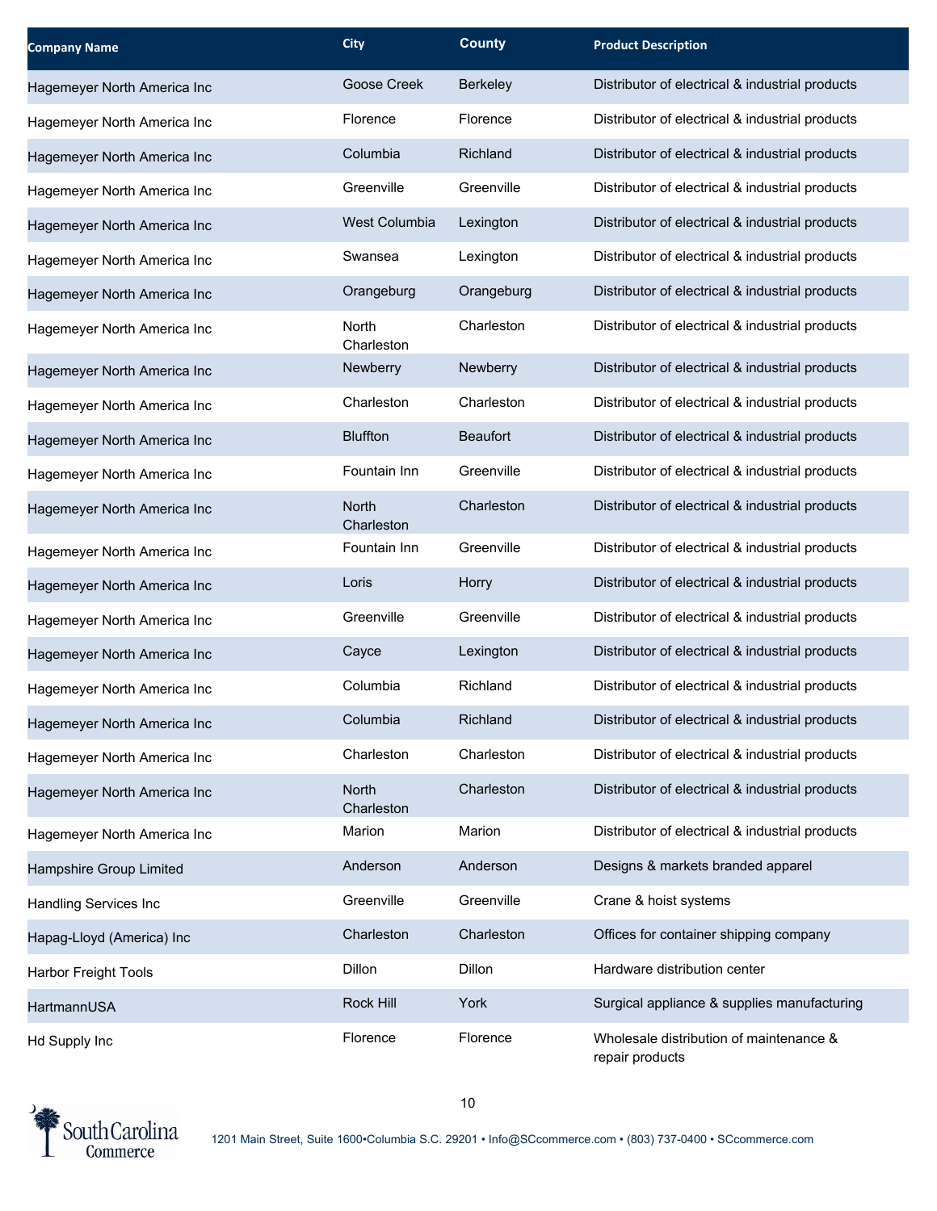| Company Name | City | County | Product Description |
|---|---|---|---|
| Hagemeyer North America Inc | Goose Creek | Berkeley | Distributor of electrical & industrial products |
| Hagemeyer North America Inc | Florence | Florence | Distributor of electrical & industrial products |
| Hagemeyer North America Inc | Columbia | Richland | Distributor of electrical & industrial products |
| Hagemeyer North America Inc | Greenville | Greenville | Distributor of electrical & industrial products |
| Hagemeyer North America Inc | West Columbia | Lexington | Distributor of electrical & industrial products |
| Hagemeyer North America Inc | Swansea | Lexington | Distributor of electrical & industrial products |
| Hagemeyer North America Inc | Orangeburg | Orangeburg | Distributor of electrical & industrial products |
| Hagemeyer North America Inc | North Charleston | Charleston | Distributor of electrical & industrial products |
| Hagemeyer North America Inc | Newberry | Newberry | Distributor of electrical & industrial products |
| Hagemeyer North America Inc | Charleston | Charleston | Distributor of electrical & industrial products |
| Hagemeyer North America Inc | Bluffton | Beaufort | Distributor of electrical & industrial products |
| Hagemeyer North America Inc | Fountain Inn | Greenville | Distributor of electrical & industrial products |
| Hagemeyer North America Inc | North Charleston | Charleston | Distributor of electrical & industrial products |
| Hagemeyer North America Inc | Fountain Inn | Greenville | Distributor of electrical & industrial products |
| Hagemeyer North America Inc | Loris | Horry | Distributor of electrical & industrial products |
| Hagemeyer North America Inc | Greenville | Greenville | Distributor of electrical & industrial products |
| Hagemeyer North America Inc | Cayce | Lexington | Distributor of electrical & industrial products |
| Hagemeyer North America Inc | Columbia | Richland | Distributor of electrical & industrial products |
| Hagemeyer North America Inc | Columbia | Richland | Distributor of electrical & industrial products |
| Hagemeyer North America Inc | Charleston | Charleston | Distributor of electrical & industrial products |
| Hagemeyer North America Inc | North Charleston | Charleston | Distributor of electrical & industrial products |
| Hagemeyer North America Inc | Marion | Marion | Distributor of electrical & industrial products |
| Hampshire Group Limited | Anderson | Anderson | Designs & markets branded apparel |
| Handling Services Inc | Greenville | Greenville | Crane & hoist systems |
| Hapag-Lloyd (America) Inc | Charleston | Charleston | Offices for container shipping company |
| Harbor Freight Tools | Dillon | Dillon | Hardware distribution center |
| HartmannUSA | Rock Hill | York | Surgical appliance & supplies manufacturing |
| Hd Supply Inc | Florence | Florence | Wholesale distribution of maintenance & repair products |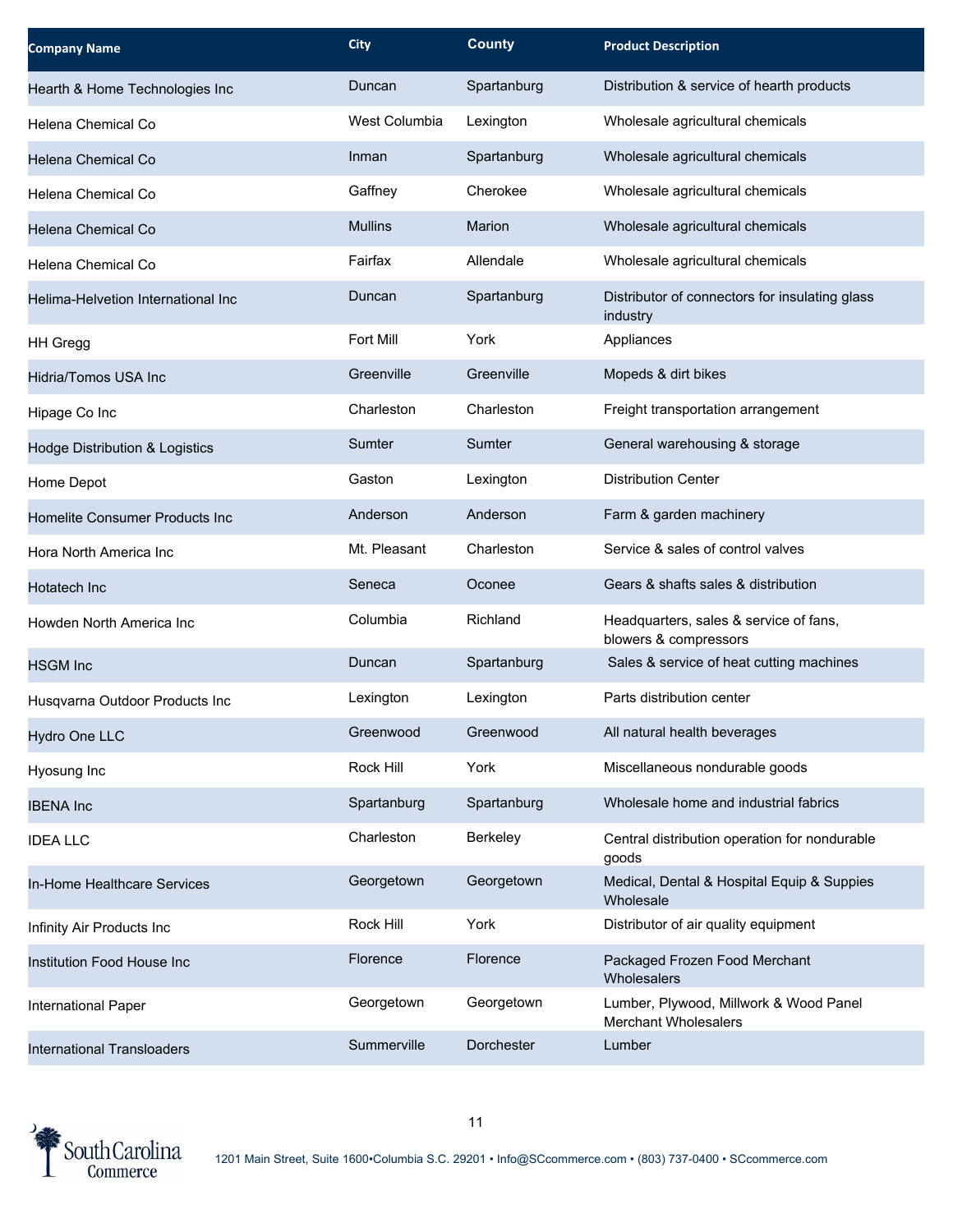| Company Name | City | County | Product Description |
|---|---|---|---|
| Hearth & Home Technologies Inc | Duncan | Spartanburg | Distribution & service of hearth products |
| Helena Chemical Co | West Columbia | Lexington | Wholesale agricultural chemicals |
| Helena Chemical Co | Inman | Spartanburg | Wholesale agricultural chemicals |
| Helena Chemical Co | Gaffney | Cherokee | Wholesale agricultural chemicals |
| Helena Chemical Co | Mullins | Marion | Wholesale agricultural chemicals |
| Helena Chemical Co | Fairfax | Allendale | Wholesale agricultural chemicals |
| Helima-Helvetion International Inc | Duncan | Spartanburg | Distributor of connectors for insulating glass industry |
| HH Gregg | Fort Mill | York | Appliances |
| Hidria/Tomos USA Inc | Greenville | Greenville | Mopeds & dirt bikes |
| Hipage Co Inc | Charleston | Charleston | Freight transportation arrangement |
| Hodge Distribution & Logistics | Sumter | Sumter | General warehousing & storage |
| Home Depot | Gaston | Lexington | Distribution Center |
| Homelite Consumer Products Inc | Anderson | Anderson | Farm & garden machinery |
| Hora North America Inc | Mt. Pleasant | Charleston | Service & sales of control valves |
| Hotatech Inc | Seneca | Oconee | Gears & shafts sales & distribution |
| Howden North America Inc | Columbia | Richland | Headquarters, sales & service of fans, blowers & compressors |
| HSGM Inc | Duncan | Spartanburg | Sales & service of heat cutting machines |
| Husqvarna Outdoor Products Inc | Lexington | Lexington | Parts distribution center |
| Hydro One LLC | Greenwood | Greenwood | All natural health beverages |
| Hyosung Inc | Rock Hill | York | Miscellaneous nondurable goods |
| IBENA Inc | Spartanburg | Spartanburg | Wholesale home and industrial fabrics |
| IDEA LLC | Charleston | Berkeley | Central distribution operation for nondurable goods |
| In-Home Healthcare Services | Georgetown | Georgetown | Medical, Dental & Hospital Equip & Suppies Wholesale |
| Infinity Air Products Inc | Rock Hill | York | Distributor of air quality equipment |
| Institution Food House Inc | Florence | Florence | Packaged Frozen Food Merchant Wholesalers |
| International Paper | Georgetown | Georgetown | Lumber, Plywood, Millwork & Wood Panel Merchant Wholesalers |
| International Transloaders | Summerville | Dorchester | Lumber |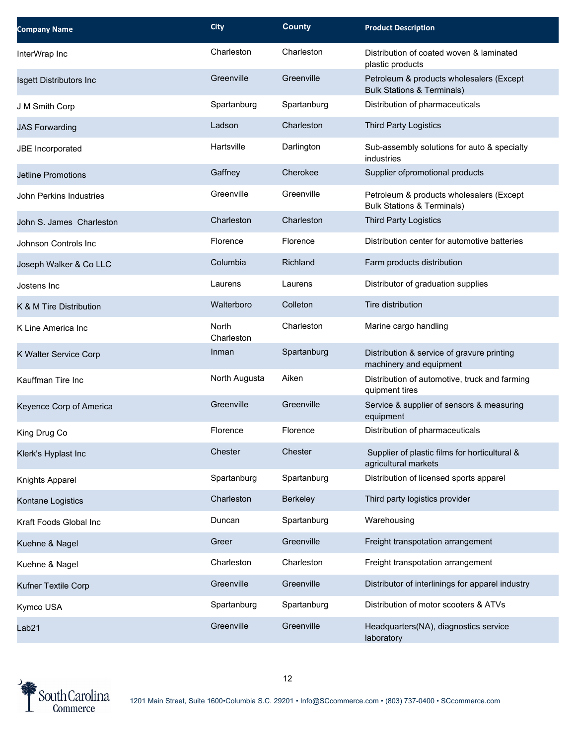| Company Name | City | County | Product Description |
|---|---|---|---|
| InterWrap Inc | Charleston | Charleston | Distribution of coated woven & laminated plastic products |
| Isgett Distributors Inc | Greenville | Greenville | Petroleum & products wholesalers (Except Bulk Stations & Terminals) |
| J M Smith Corp | Spartanburg | Spartanburg | Distribution of pharmaceuticals |
| JAS Forwarding | Ladson | Charleston | Third Party Logistics |
| JBE Incorporated | Hartsville | Darlington | Sub-assembly solutions for auto & specialty industries |
| Jetline Promotions | Gaffney | Cherokee | Supplier ofpromotional products |
| John Perkins Industries | Greenville | Greenville | Petroleum & products wholesalers (Except Bulk Stations & Terminals) |
| John S. James Charleston | Charleston | Charleston | Third Party Logistics |
| Johnson Controls Inc | Florence | Florence | Distribution center for automotive batteries |
| Joseph Walker & Co LLC | Columbia | Richland | Farm products distribution |
| Jostens Inc | Laurens | Laurens | Distributor of graduation supplies |
| K & M Tire Distribution | Walterboro | Colleton | Tire distribution |
| K Line America Inc | North Charleston | Charleston | Marine cargo handling |
| K Walter Service Corp | Inman | Spartanburg | Distribution & service of gravure printing machinery and equipment |
| Kauffman Tire Inc | North Augusta | Aiken | Distribution of automotive, truck and farming quipment tires |
| Keyence Corp of America | Greenville | Greenville | Service & supplier of sensors & measuring equipment |
| King Drug Co | Florence | Florence | Distribution of pharmaceuticals |
| Klerk's Hyplast Inc | Chester | Chester | Supplier of plastic films for horticultural & agricultural markets |
| Knights Apparel | Spartanburg | Spartanburg | Distribution of licensed sports apparel |
| Kontane Logistics | Charleston | Berkeley | Third party logistics provider |
| Kraft Foods Global Inc | Duncan | Spartanburg | Warehousing |
| Kuehne & Nagel | Greer | Greenville | Freight transpotation arrangement |
| Kuehne & Nagel | Charleston | Charleston | Freight transpotation arrangement |
| Kufner Textile Corp | Greenville | Greenville | Distributor of interlinings for apparel industry |
| Kymco USA | Spartanburg | Spartanburg | Distribution of motor scooters & ATVs |
| Lab21 | Greenville | Greenville | Headquarters(NA), diagnostics service laboratory |

1201 Main Street, Suite 1600•Columbia S.C. 29201 • Info@SCcommerce.com • (803) 737-0400 • SCcommerce.com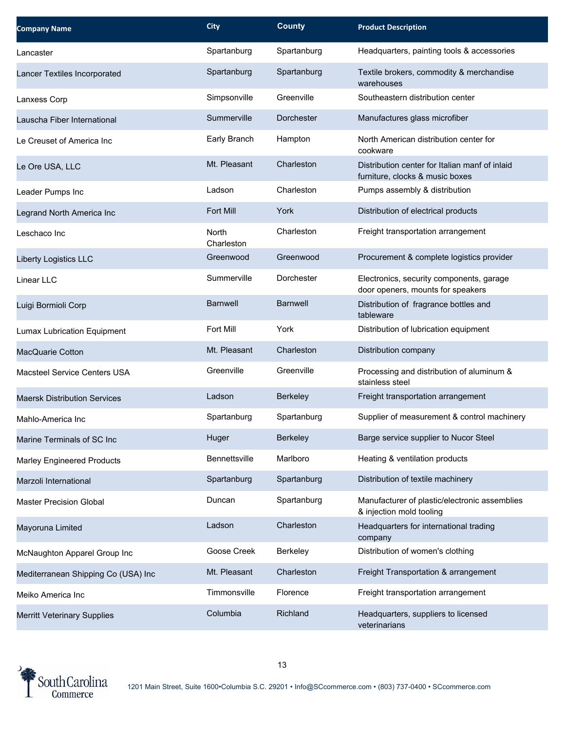| Company Name | City | County | Product Description |
| --- | --- | --- | --- |
| Lancaster | Spartanburg | Spartanburg | Headquarters, painting tools & accessories |
| Lancer Textiles Incorporated | Spartanburg | Spartanburg | Textile brokers, commodity & merchandise warehouses |
| Lanxess Corp | Simpsonville | Greenville | Southeastern distribution center |
| Lauscha Fiber International | Summerville | Dorchester | Manufactures glass microfiber |
| Le Creuset of America Inc | Early Branch | Hampton | North American distribution center for cookware |
| Le Ore USA, LLC | Mt. Pleasant | Charleston | Distribution center for Italian manf of inlaid furniture, clocks & music boxes |
| Leader Pumps Inc | Ladson | Charleston | Pumps assembly & distribution |
| Legrand North America Inc | Fort Mill | York | Distribution of electrical products |
| Leschaco Inc | North Charleston | Charleston | Freight transportation arrangement |
| Liberty Logistics LLC | Greenwood | Greenwood | Procurement & complete logistics provider |
| Linear LLC | Summerville | Dorchester | Electronics, security components, garage door openers, mounts for speakers |
| Luigi Bormioli Corp | Barnwell | Barnwell | Distribution of fragrance bottles and tableware |
| Lumax Lubrication Equipment | Fort Mill | York | Distribution of lubrication equipment |
| MacQuarie Cotton | Mt. Pleasant | Charleston | Distribution company |
| Macsteel Service Centers USA | Greenville | Greenville | Processing and distribution of aluminum & stainless steel |
| Maersk Distribution Services | Ladson | Berkeley | Freight transportation arrangement |
| Mahlo-America Inc | Spartanburg | Spartanburg | Supplier of measurement & control machinery |
| Marine Terminals of SC Inc | Huger | Berkeley | Barge service supplier to Nucor Steel |
| Marley Engineered Products | Bennettsville | Marlboro | Heating & ventilation products |
| Marzoli International | Spartanburg | Spartanburg | Distribution of textile machinery |
| Master Precision Global | Duncan | Spartanburg | Manufacturer of plastic/electronic assemblies & injection mold tooling |
| Mayoruna Limited | Ladson | Charleston | Headquarters for international trading company |
| McNaughton Apparel Group Inc | Goose Creek | Berkeley | Distribution of women's clothing |
| Mediterranean Shipping Co (USA) Inc | Mt. Pleasant | Charleston | Freight Transportation & arrangement |
| Meiko America Inc | Timmonsville | Florence | Freight transportation arrangement |
| Merritt Veterinary Supplies | Columbia | Richland | Headquarters, suppliers to licensed veterinarians |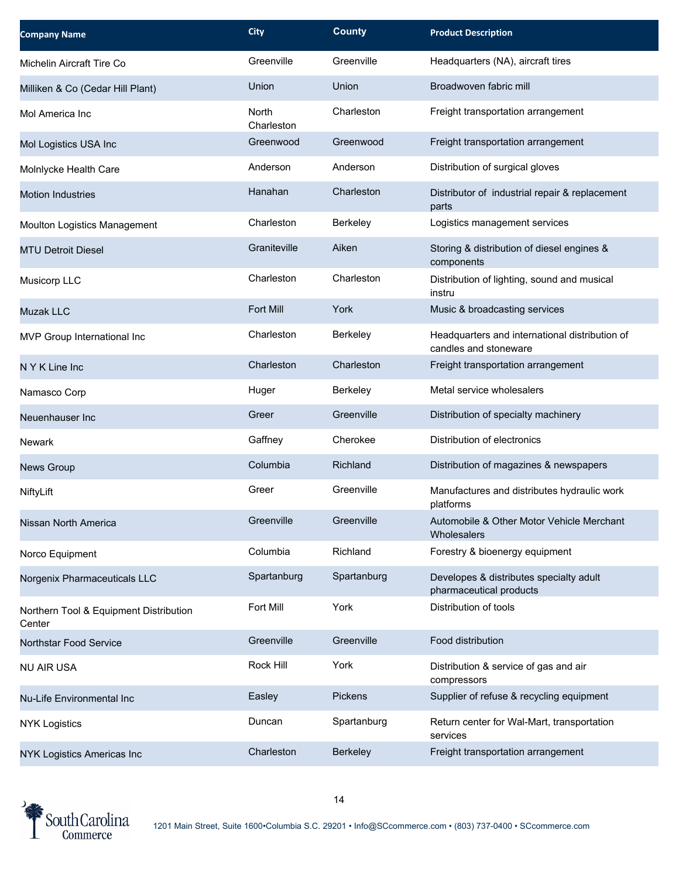| Company Name | City | County | Product Description |
|---|---|---|---|
| Michelin Aircraft Tire Co | Greenville | Greenville | Headquarters (NA), aircraft tires |
| Milliken & Co (Cedar Hill Plant) | Union | Union | Broadwoven fabric mill |
| Mol America Inc | North Charleston | Charleston | Freight transportation arrangement |
| Mol Logistics USA Inc | Greenwood | Greenwood | Freight transportation arrangement |
| Molnlycke Health Care | Anderson | Anderson | Distribution of surgical gloves |
| Motion Industries | Hanahan | Charleston | Distributor of industrial repair & replacement parts |
| Moulton Logistics Management | Charleston | Berkeley | Logistics management services |
| MTU Detroit Diesel | Graniteville | Aiken | Storing & distribution of diesel engines & components |
| Musicorp LLC | Charleston | Charleston | Distribution of lighting, sound and musical instru |
| Muzak LLC | Fort Mill | York | Music & broadcasting services |
| MVP Group International Inc | Charleston | Berkeley | Headquarters and international distribution of candles and stoneware |
| N Y K Line Inc | Charleston | Charleston | Freight transportation arrangement |
| Namasco Corp | Huger | Berkeley | Metal service wholesalers |
| Neuenhauser Inc | Greer | Greenville | Distribution of specialty machinery |
| Newark | Gaffney | Cherokee | Distribution of electronics |
| News Group | Columbia | Richland | Distribution of magazines & newspapers |
| NiftyLift | Greer | Greenville | Manufactures and distributes hydraulic work platforms |
| Nissan North America | Greenville | Greenville | Automobile & Other Motor Vehicle Merchant Wholesalers |
| Norco Equipment | Columbia | Richland | Forestry & bioenergy equipment |
| Norgenix Pharmaceuticals LLC | Spartanburg | Spartanburg | Developes & distributes specialty adult pharmaceutical products |
| Northern Tool & Equipment Distribution Center | Fort Mill | York | Distribution of tools |
| Northstar Food Service | Greenville | Greenville | Food distribution |
| NU AIR USA | Rock Hill | York | Distribution & service of gas and air compressors |
| Nu-Life Environmental Inc | Easley | Pickens | Supplier of refuse & recycling equipment |
| NYK Logistics | Duncan | Spartanburg | Return center for Wal-Mart, transportation services |
| NYK Logistics Americas Inc | Charleston | Berkeley | Freight transportation arrangement |

South Carolina Commerce

1201 Main Street, Suite 1600•Columbia S.C. 29201 • Info@SCcommerce.com • (803) 737-0400 • SCcommerce.com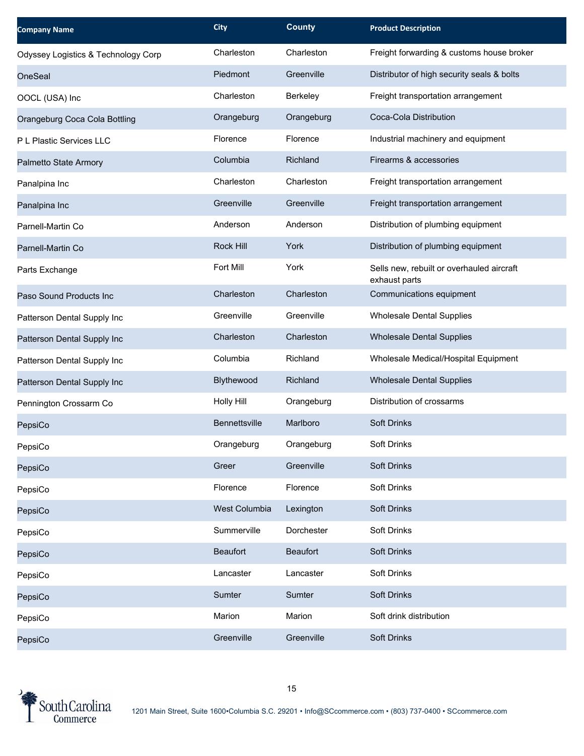| Company Name | City | County | Product Description |
|---|---|---|---|
| Odyssey Logistics & Technology Corp | Charleston | Charleston | Freight forwarding & customs house broker |
| OneSeal | Piedmont | Greenville | Distributor of high security seals & bolts |
| OOCL (USA) Inc | Charleston | Berkeley | Freight transportation arrangement |
| Orangeburg Coca Cola Bottling | Orangeburg | Orangeburg | Coca-Cola Distribution |
| P L Plastic Services LLC | Florence | Florence | Industrial machinery and equipment |
| Palmetto State Armory | Columbia | Richland | Firearms & accessories |
| Panalpina Inc | Charleston | Charleston | Freight transportation arrangement |
| Panalpina Inc | Greenville | Greenville | Freight transportation arrangement |
| Parnell-Martin Co | Anderson | Anderson | Distribution of plumbing equipment |
| Parnell-Martin Co | Rock Hill | York | Distribution of plumbing equipment |
| Parts Exchange | Fort Mill | York | Sells new, rebuilt or overhauled aircraft exhaust parts |
| Paso Sound Products Inc | Charleston | Charleston | Communications equipment |
| Patterson Dental Supply Inc | Greenville | Greenville | Wholesale Dental Supplies |
| Patterson Dental Supply Inc | Charleston | Charleston | Wholesale Dental Supplies |
| Patterson Dental Supply Inc | Columbia | Richland | Wholesale Medical/Hospital Equipment |
| Patterson Dental Supply Inc | Blythewood | Richland | Wholesale Dental Supplies |
| Pennington Crossarm Co | Holly Hill | Orangeburg | Distribution of crossarms |
| PepsiCo | Bennettsville | Marlboro | Soft Drinks |
| PepsiCo | Orangeburg | Orangeburg | Soft Drinks |
| PepsiCo | Greer | Greenville | Soft Drinks |
| PepsiCo | Florence | Florence | Soft Drinks |
| PepsiCo | West Columbia | Lexington | Soft Drinks |
| PepsiCo | Summerville | Dorchester | Soft Drinks |
| PepsiCo | Beaufort | Beaufort | Soft Drinks |
| PepsiCo | Lancaster | Lancaster | Soft Drinks |
| PepsiCo | Sumter | Sumter | Soft Drinks |
| PepsiCo | Marion | Marion | Soft drink distribution |
| PepsiCo | Greenville | Greenville | Soft Drinks |

South Carolina Commerce

1201 Main Street, Suite 1600•Columbia S.C. 29201 • Info@SCcommerce.com • (803) 737-0400 • SCcommerce.com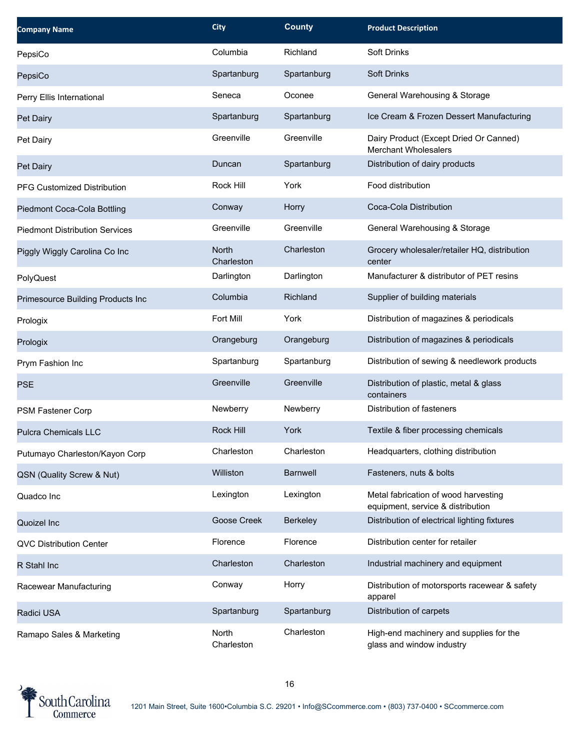| Company Name | City | County | Product Description |
| --- | --- | --- | --- |
| PepsiCo | Columbia | Richland | Soft Drinks |
| PepsiCo | Spartanburg | Spartanburg | Soft Drinks |
| Perry Ellis International | Seneca | Oconee | General Warehousing & Storage |
| Pet Dairy | Spartanburg | Spartanburg | Ice Cream & Frozen Dessert Manufacturing |
| Pet Dairy | Greenville | Greenville | Dairy Product (Except Dried Or Canned) Merchant Wholesalers |
| Pet Dairy | Duncan | Spartanburg | Distribution of dairy products |
| PFG Customized Distribution | Rock Hill | York | Food distribution |
| Piedmont Coca-Cola Bottling | Conway | Horry | Coca-Cola Distribution |
| Piedmont Distribution Services | Greenville | Greenville | General Warehousing & Storage |
| Piggly Wiggly Carolina Co Inc | North Charleston | Charleston | Grocery wholesaler/retailer HQ, distribution center |
| PolyQuest | Darlington | Darlington | Manufacturer & distributor of PET resins |
| Primesource Building Products Inc | Columbia | Richland | Supplier of building materials |
| Prologix | Fort Mill | York | Distribution of magazines & periodicals |
| Prologix | Orangeburg | Orangeburg | Distribution of magazines & periodicals |
| Prym Fashion Inc | Spartanburg | Spartanburg | Distribution of sewing & needlework products |
| PSE | Greenville | Greenville | Distribution of plastic, metal & glass containers |
| PSM Fastener Corp | Newberry | Newberry | Distribution of fasteners |
| Pulcra Chemicals LLC | Rock Hill | York | Textile & fiber processing chemicals |
| Putumayo Charleston/Kayon Corp | Charleston | Charleston | Headquarters, clothing distribution |
| QSN (Quality Screw & Nut) | Williston | Barnwell | Fasteners, nuts & bolts |
| Quadco Inc | Lexington | Lexington | Metal fabrication of wood harvesting equipment, service & distribution |
| Quoizel Inc | Goose Creek | Berkeley | Distribution of electrical lighting fixtures |
| QVC Distribution Center | Florence | Florence | Distribution center for retailer |
| R Stahl Inc | Charleston | Charleston | Industrial machinery and equipment |
| Racewear Manufacturing | Conway | Horry | Distribution of motorsports racewear & safety apparel |
| Radici USA | Spartanburg | Spartanburg | Distribution of carpets |
| Ramapo Sales & Marketing | North Charleston | Charleston | High-end machinery and supplies for the glass and window industry |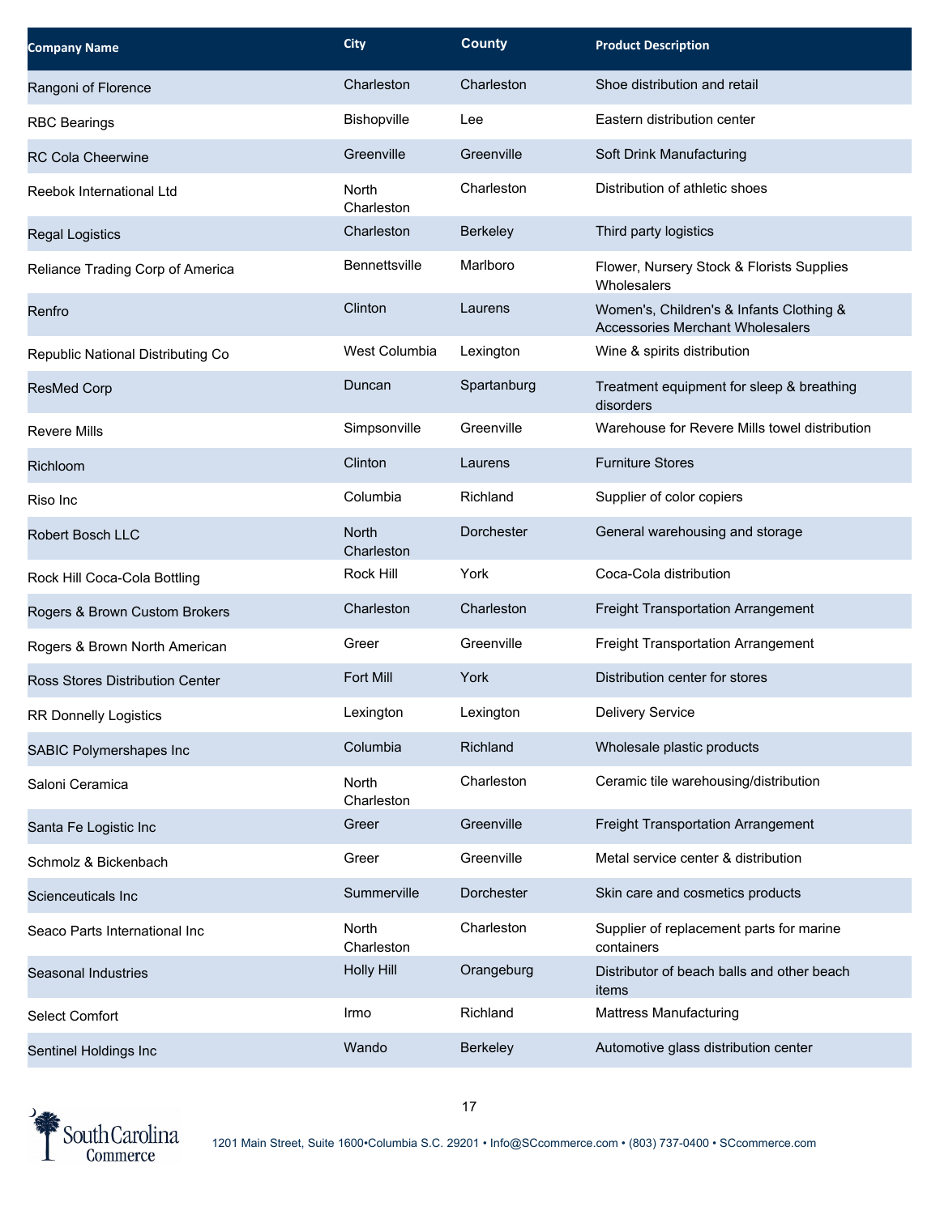| Company Name | City | County | Product Description |
|---|---|---|---|
| Rangoni of Florence | Charleston | Charleston | Shoe distribution and retail |
| RBC Bearings | Bishopville | Lee | Eastern distribution center |
| RC Cola Cheerwine | Greenville | Greenville | Soft Drink Manufacturing |
| Reebok International Ltd | North Charleston | Charleston | Distribution of athletic shoes |
| Regal Logistics | Charleston | Berkeley | Third party logistics |
| Reliance Trading Corp of America | Bennettsville | Marlboro | Flower, Nursery Stock & Florists Supplies Wholesalers |
| Renfro | Clinton | Laurens | Women's, Children's & Infants Clothing & Accessories Merchant Wholesalers |
| Republic National Distributing Co | West Columbia | Lexington | Wine & spirits distribution |
| ResMed Corp | Duncan | Spartanburg | Treatment equipment for sleep & breathing disorders |
| Revere Mills | Simpsonville | Greenville | Warehouse for Revere Mills towel distribution |
| Richloom | Clinton | Laurens | Furniture Stores |
| Riso Inc | Columbia | Richland | Supplier of color copiers |
| Robert Bosch LLC | North Charleston | Dorchester | General warehousing and storage |
| Rock Hill Coca-Cola Bottling | Rock Hill | York | Coca-Cola distribution |
| Rogers & Brown Custom Brokers | Charleston | Charleston | Freight Transportation Arrangement |
| Rogers & Brown North American | Greer | Greenville | Freight Transportation Arrangement |
| Ross Stores Distribution Center | Fort Mill | York | Distribution center for stores |
| RR Donnelly Logistics | Lexington | Lexington | Delivery Service |
| SABIC Polymershapes Inc | Columbia | Richland | Wholesale plastic products |
| Saloni Ceramica | North Charleston | Charleston | Ceramic tile warehousing/distribution |
| Santa Fe Logistic Inc | Greer | Greenville | Freight Transportation Arrangement |
| Schmolz & Bickenbach | Greer | Greenville | Metal service center & distribution |
| Scienceuticals Inc | Summerville | Dorchester | Skin care and cosmetics products |
| Seaco Parts International Inc | North Charleston | Charleston | Supplier of replacement parts for marine containers |
| Seasonal Industries | Holly Hill | Orangeburg | Distributor of beach balls and other beach items |
| Select Comfort | Irmo | Richland | Mattress Manufacturing |
| Sentinel Holdings Inc | Wando | Berkeley | Automotive glass distribution center |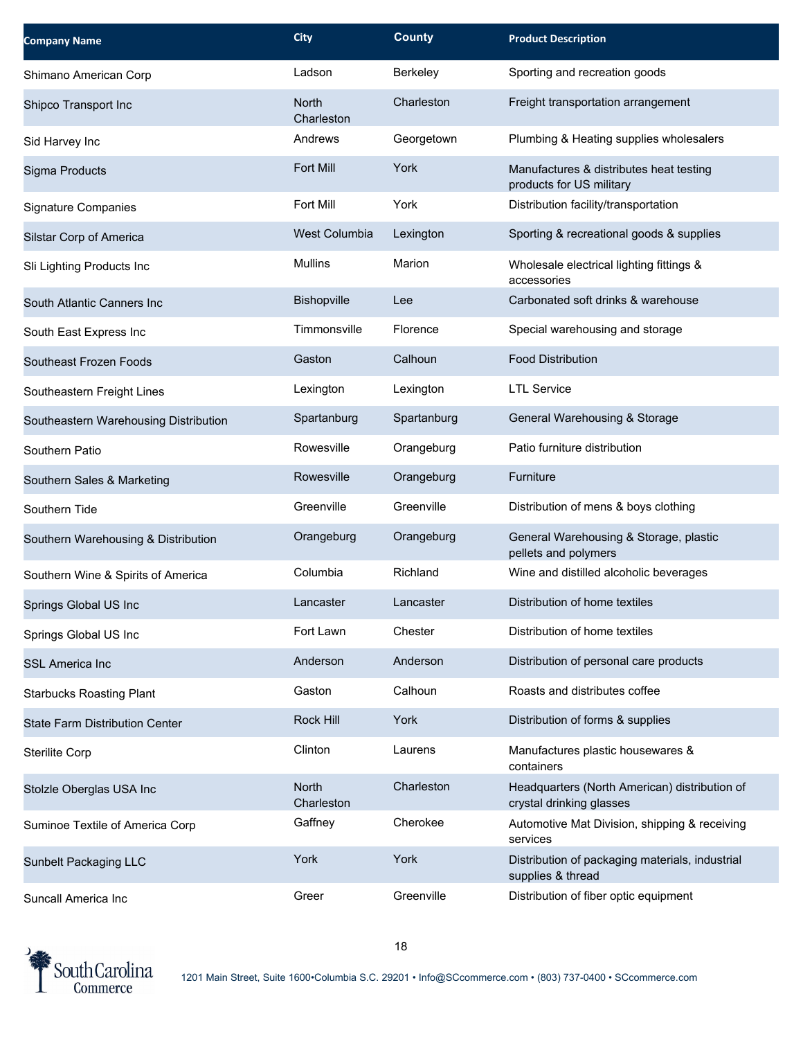| Company Name | City | County | Product Description |
|---|---|---|---|
| Shimano American Corp | Ladson | Berkeley | Sporting and recreation goods |
| Shipco Transport Inc | North Charleston | Charleston | Freight transportation arrangement |
| Sid Harvey Inc | Andrews | Georgetown | Plumbing & Heating supplies wholesalers |
| Sigma Products | Fort Mill | York | Manufactures & distributes heat testing products for US military |
| Signature Companies | Fort Mill | York | Distribution facility/transportation |
| Silstar Corp of America | West Columbia | Lexington | Sporting & recreational goods & supplies |
| Sli Lighting Products Inc | Mullins | Marion | Wholesale electrical lighting fittings & accessories |
| South Atlantic Canners Inc | Bishopville | Lee | Carbonated soft drinks & warehouse |
| South East Express Inc | Timmonsville | Florence | Special warehousing and storage |
| Southeast Frozen Foods | Gaston | Calhoun | Food Distribution |
| Southeastern Freight Lines | Lexington | Lexington | LTL Service |
| Southeastern Warehousing Distribution | Spartanburg | Spartanburg | General Warehousing & Storage |
| Southern Patio | Rowesville | Orangeburg | Patio furniture distribution |
| Southern Sales & Marketing | Rowesville | Orangeburg | Furniture |
| Southern Tide | Greenville | Greenville | Distribution of mens & boys clothing |
| Southern Warehousing & Distribution | Orangeburg | Orangeburg | General Warehousing & Storage, plastic pellets and polymers |
| Southern Wine & Spirits of America | Columbia | Richland | Wine and distilled alcoholic beverages |
| Springs Global US Inc | Lancaster | Lancaster | Distribution of home textiles |
| Springs Global US Inc | Fort Lawn | Chester | Distribution of home textiles |
| SSL America Inc | Anderson | Anderson | Distribution of personal care products |
| Starbucks Roasting Plant | Gaston | Calhoun | Roasts and distributes coffee |
| State Farm Distribution Center | Rock Hill | York | Distribution of forms & supplies |
| Sterilite Corp | Clinton | Laurens | Manufactures plastic housewares & containers |
| Stolzle Oberglas USA Inc | North Charleston | Charleston | Headquarters (North American) distribution of crystal drinking glasses |
| Suminoe Textile of America Corp | Gaffney | Cherokee | Automotive Mat Division, shipping & receiving services |
| Sunbelt Packaging LLC | York | York | Distribution of packaging materials, industrial supplies & thread |
| Suncall America Inc | Greer | Greenville | Distribution of fiber optic equipment |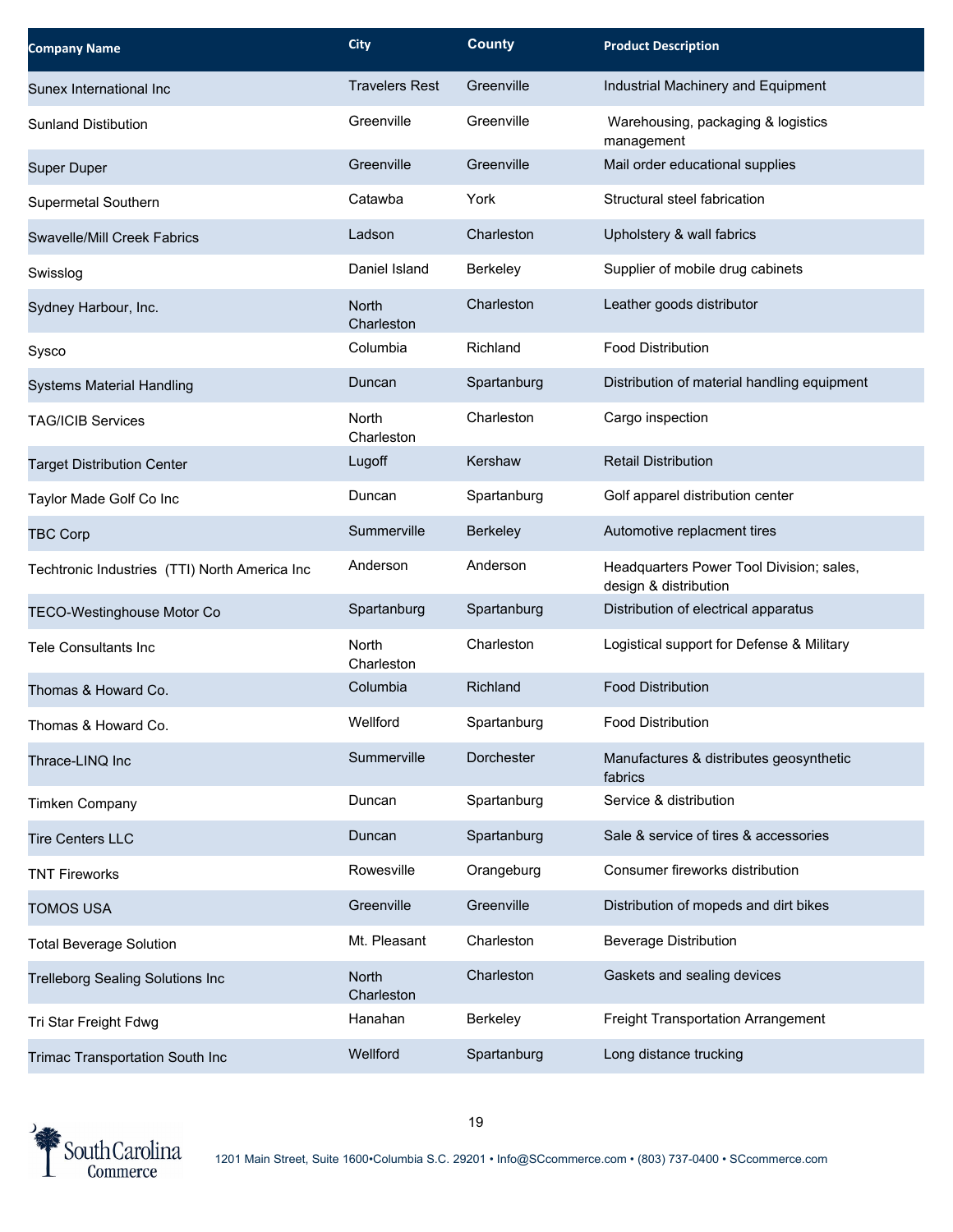| Company Name | City | County | Product Description |
|---|---|---|---|
| Sunex International Inc | Travelers Rest | Greenville | Industrial Machinery and Equipment |
| Sunland Distibution | Greenville | Greenville | Warehousing, packaging & logistics management |
| Super Duper | Greenville | Greenville | Mail order educational supplies |
| Supermetal Southern | Catawba | York | Structural steel fabrication |
| Swavelle/Mill Creek Fabrics | Ladson | Charleston | Upholstery & wall fabrics |
| Swisslog | Daniel Island | Berkeley | Supplier of mobile drug cabinets |
| Sydney Harbour, Inc. | North Charleston | Charleston | Leather goods distributor |
| Sysco | Columbia | Richland | Food Distribution |
| Systems Material Handling | Duncan | Spartanburg | Distribution of material handling equipment |
| TAG/ICIB Services | North Charleston | Charleston | Cargo inspection |
| Target Distribution Center | Lugoff | Kershaw | Retail Distribution |
| Taylor Made Golf Co Inc | Duncan | Spartanburg | Golf apparel distribution center |
| TBC Corp | Summerville | Berkeley | Automotive replacment tires |
| Techtronic Industries (TTI) North America Inc | Anderson | Anderson | Headquarters Power Tool Division; sales, design & distribution |
| TECO-Westinghouse Motor Co | Spartanburg | Spartanburg | Distribution of electrical apparatus |
| Tele Consultants Inc | North Charleston | Charleston | Logistical support for Defense & Military |
| Thomas & Howard Co. | Columbia | Richland | Food Distribution |
| Thomas & Howard Co. | Wellford | Spartanburg | Food Distribution |
| Thrace-LINQ Inc | Summerville | Dorchester | Manufactures & distributes geosynthetic fabrics |
| Timken Company | Duncan | Spartanburg | Service & distribution |
| Tire Centers LLC | Duncan | Spartanburg | Sale & service of tires & accessories |
| TNT Fireworks | Rowesville | Orangeburg | Consumer fireworks distribution |
| TOMOS USA | Greenville | Greenville | Distribution of mopeds and dirt bikes |
| Total Beverage Solution | Mt. Pleasant | Charleston | Beverage Distribution |
| Trelleborg Sealing Solutions Inc | North Charleston | Charleston | Gaskets and sealing devices |
| Tri Star Freight Fdwg | Hanahan | Berkeley | Freight Transportation Arrangement |
| Trimac Transportation South Inc | Wellford | Spartanburg | Long distance trucking |

South Carolina Commerce

1201 Main Street, Suite 1600•Columbia S.C. 29201 • Info@SCcommerce.com • (803) 737-0400 • SCcommerce.com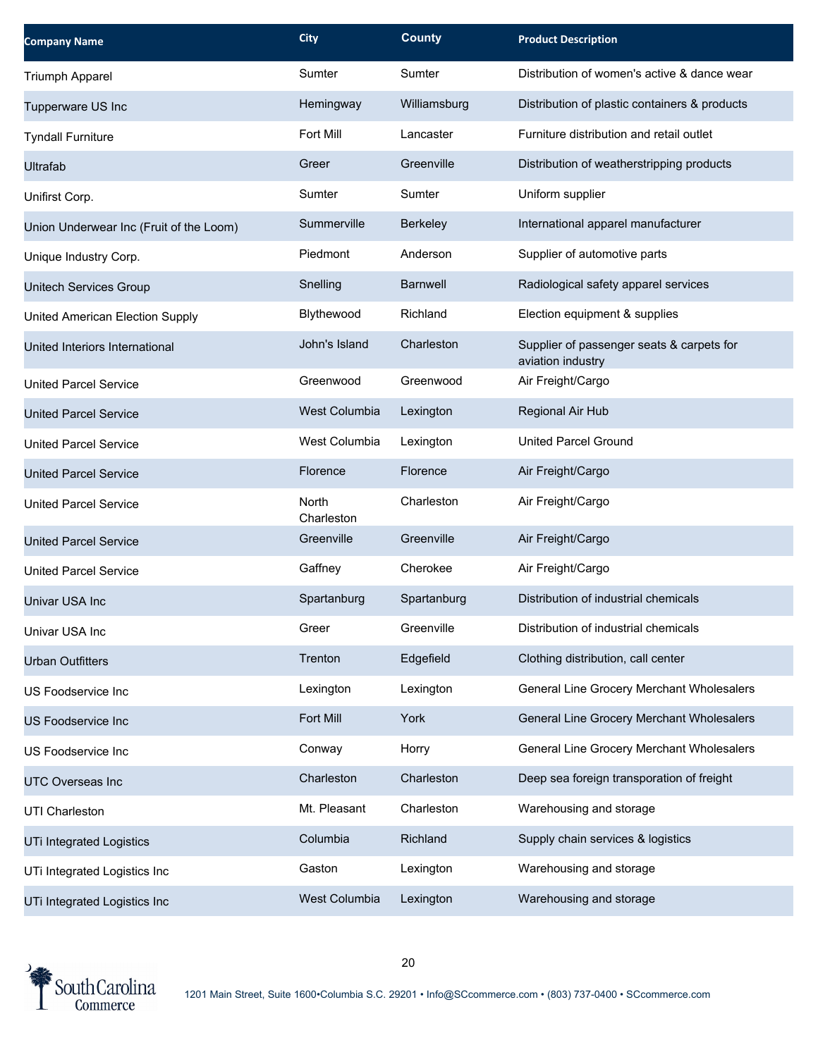| Company Name | City | County | Product Description |
| --- | --- | --- | --- |
| Triumph Apparel | Sumter | Sumter | Distribution of women's active & dance wear |
| Tupperware US Inc | Hemingway | Williamsburg | Distribution of plastic containers & products |
| Tyndall Furniture | Fort Mill | Lancaster | Furniture distribution and retail outlet |
| Ultrafab | Greer | Greenville | Distribution of weatherstripping products |
| Unifirst Corp. | Sumter | Sumter | Uniform supplier |
| Union Underwear Inc (Fruit of the Loom) | Summerville | Berkeley | International apparel manufacturer |
| Unique Industry Corp. | Piedmont | Anderson | Supplier of automotive parts |
| Unitech Services Group | Snelling | Barnwell | Radiological safety apparel services |
| United American Election Supply | Blythewood | Richland | Election equipment & supplies |
| United Interiors International | John's Island | Charleston | Supplier of passenger seats & carpets for aviation industry |
| United Parcel Service | Greenwood | Greenwood | Air Freight/Cargo |
| United Parcel Service | West Columbia | Lexington | Regional Air Hub |
| United Parcel Service | West Columbia | Lexington | United Parcel Ground |
| United Parcel Service | Florence | Florence | Air Freight/Cargo |
| United Parcel Service | North Charleston | Charleston | Air Freight/Cargo |
| United Parcel Service | Greenville | Greenville | Air Freight/Cargo |
| United Parcel Service | Gaffney | Cherokee | Air Freight/Cargo |
| Univar USA Inc | Spartanburg | Spartanburg | Distribution of industrial chemicals |
| Univar USA Inc | Greer | Greenville | Distribution of industrial chemicals |
| Urban Outfitters | Trenton | Edgefield | Clothing distribution, call center |
| US Foodservice Inc | Lexington | Lexington | General Line Grocery Merchant Wholesalers |
| US Foodservice Inc | Fort Mill | York | General Line Grocery Merchant Wholesalers |
| US Foodservice Inc | Conway | Horry | General Line Grocery Merchant Wholesalers |
| UTC Overseas Inc | Charleston | Charleston | Deep sea foreign transporation of freight |
| UTI Charleston | Mt. Pleasant | Charleston | Warehousing and storage |
| UTi Integrated Logistics | Columbia | Richland | Supply chain services & logistics |
| UTi Integrated Logistics Inc | Gaston | Lexington | Warehousing and storage |
| UTi Integrated Logistics Inc | West Columbia | Lexington | Warehousing and storage |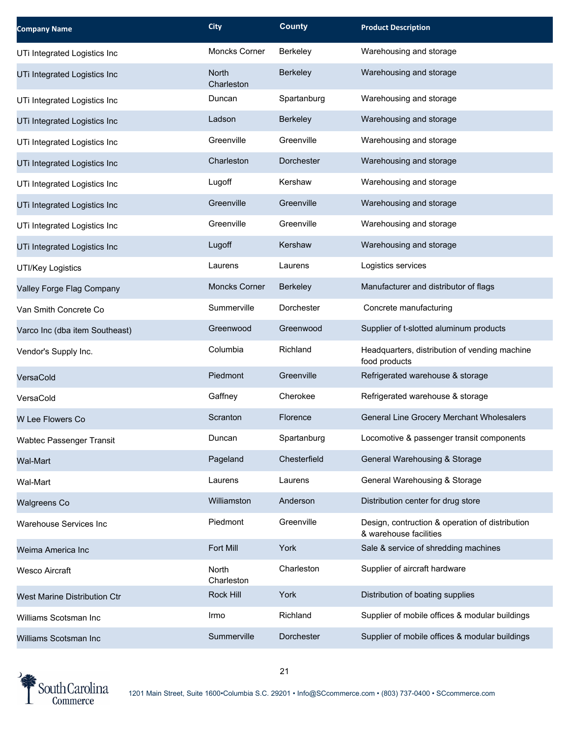| Company Name | City | County | Product Description |
| --- | --- | --- | --- |
| UTi Integrated Logistics Inc | Moncks Corner | Berkeley | Warehousing and storage |
| UTi Integrated Logistics Inc | North Charleston | Berkeley | Warehousing and storage |
| UTi Integrated Logistics Inc | Duncan | Spartanburg | Warehousing and storage |
| UTi Integrated Logistics Inc | Ladson | Berkeley | Warehousing and storage |
| UTi Integrated Logistics Inc | Greenville | Greenville | Warehousing and storage |
| UTi Integrated Logistics Inc | Charleston | Dorchester | Warehousing and storage |
| UTi Integrated Logistics Inc | Lugoff | Kershaw | Warehousing and storage |
| UTi Integrated Logistics Inc | Greenville | Greenville | Warehousing and storage |
| UTi Integrated Logistics Inc | Greenville | Greenville | Warehousing and storage |
| UTi Integrated Logistics Inc | Lugoff | Kershaw | Warehousing and storage |
| UTI/Key Logistics | Laurens | Laurens | Logistics services |
| Valley Forge Flag Company | Moncks Corner | Berkeley | Manufacturer and distributor of flags |
| Van Smith Concrete Co | Summerville | Dorchester | Concrete manufacturing |
| Varco Inc (dba item Southeast) | Greenwood | Greenwood | Supplier of t-slotted aluminum products |
| Vendor's Supply Inc. | Columbia | Richland | Headquarters, distribution of vending machine food products |
| VersaCold | Piedmont | Greenville | Refrigerated warehouse & storage |
| VersaCold | Gaffney | Cherokee | Refrigerated warehouse & storage |
| W Lee Flowers Co | Scranton | Florence | General Line Grocery Merchant Wholesalers |
| Wabtec Passenger Transit | Duncan | Spartanburg | Locomotive & passenger transit components |
| Wal-Mart | Pageland | Chesterfield | General Warehousing & Storage |
| Wal-Mart | Laurens | Laurens | General Warehousing & Storage |
| Walgreens Co | Williamston | Anderson | Distribution center for drug store |
| Warehouse Services Inc | Piedmont | Greenville | Design, contruction & operation of distribution & warehouse facilities |
| Weima America Inc | Fort Mill | York | Sale & service of shredding machines |
| Wesco Aircraft | North Charleston | Charleston | Supplier of aircraft hardware |
| West Marine Distribution Ctr | Rock Hill | York | Distribution of boating supplies |
| Williams Scotsman Inc | Irmo | Richland | Supplier of mobile offices & modular buildings |
| Williams Scotsman Inc | Summerville | Dorchester | Supplier of mobile offices & modular buildings |

South Carolina Commerce

1201 Main Street, Suite 1600•Columbia S.C. 29201 • Info@SCcommerce.com • (803) 737-0400 • SCcommerce.com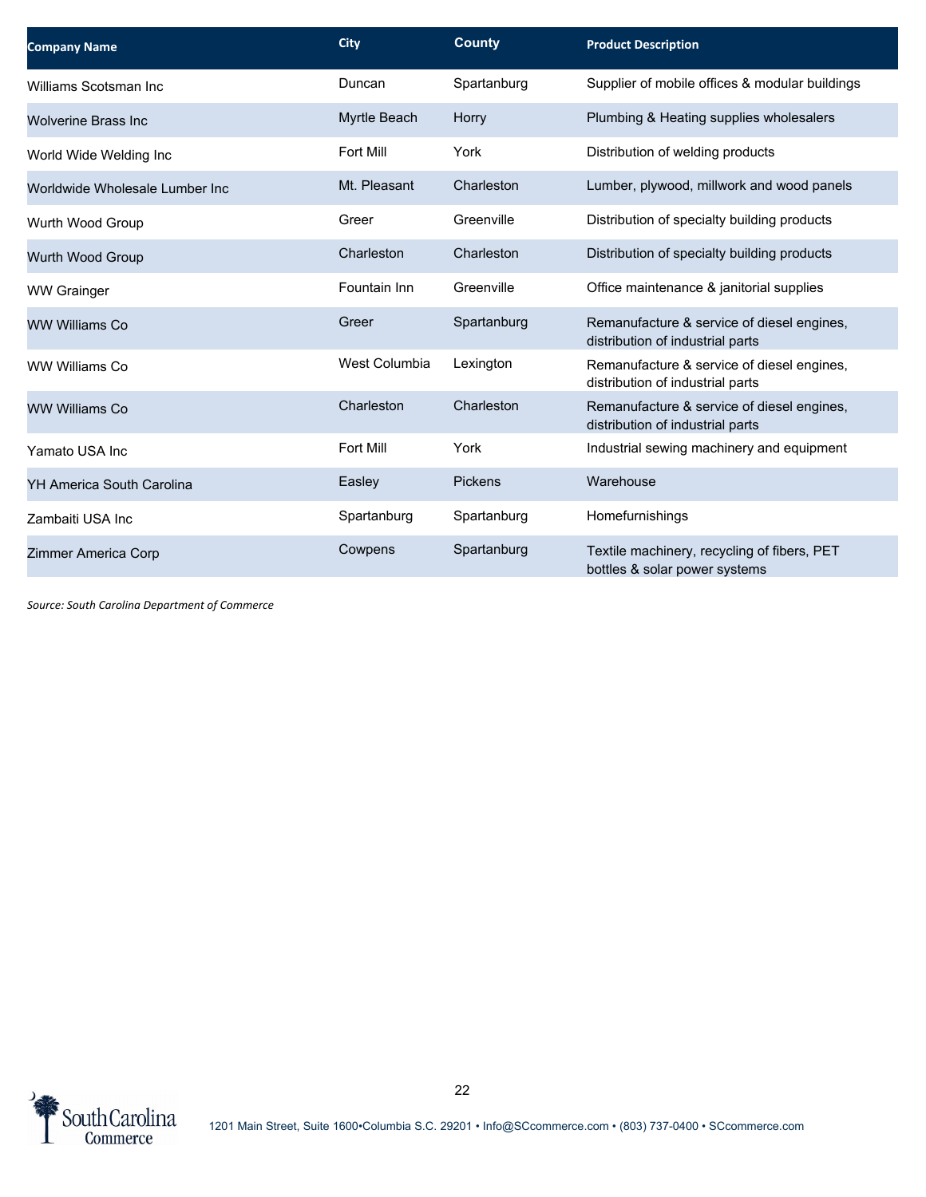| Company Name | City | County | Product Description |
| --- | --- | --- | --- |
| Williams Scotsman Inc | Duncan | Spartanburg | Supplier of mobile offices & modular buildings |
| Wolverine Brass Inc | Myrtle Beach | Horry | Plumbing & Heating supplies wholesalers |
| World Wide Welding Inc | Fort Mill | York | Distribution of welding products |
| Worldwide Wholesale Lumber Inc | Mt. Pleasant | Charleston | Lumber, plywood, millwork and wood panels |
| Wurth Wood Group | Greer | Greenville | Distribution of specialty building products |
| Wurth Wood Group | Charleston | Charleston | Distribution of specialty building products |
| WW Grainger | Fountain Inn | Greenville | Office maintenance & janitorial supplies |
| WW Williams Co | Greer | Spartanburg | Remanufacture & service of diesel engines, distribution of industrial parts |
| WW Williams Co | West Columbia | Lexington | Remanufacture & service of diesel engines, distribution of industrial parts |
| WW Williams Co | Charleston | Charleston | Remanufacture & service of diesel engines, distribution of industrial parts |
| Yamato USA Inc | Fort Mill | York | Industrial sewing machinery and equipment |
| YH America South Carolina | Easley | Pickens | Warehouse |
| Zambaiti USA Inc | Spartanburg | Spartanburg | Homefurnishings |
| Zimmer America Corp | Cowpens | Spartanburg | Textile machinery, recycling of fibers, PET bottles & solar power systems |

*Source: South Carolina Department of Commerce*